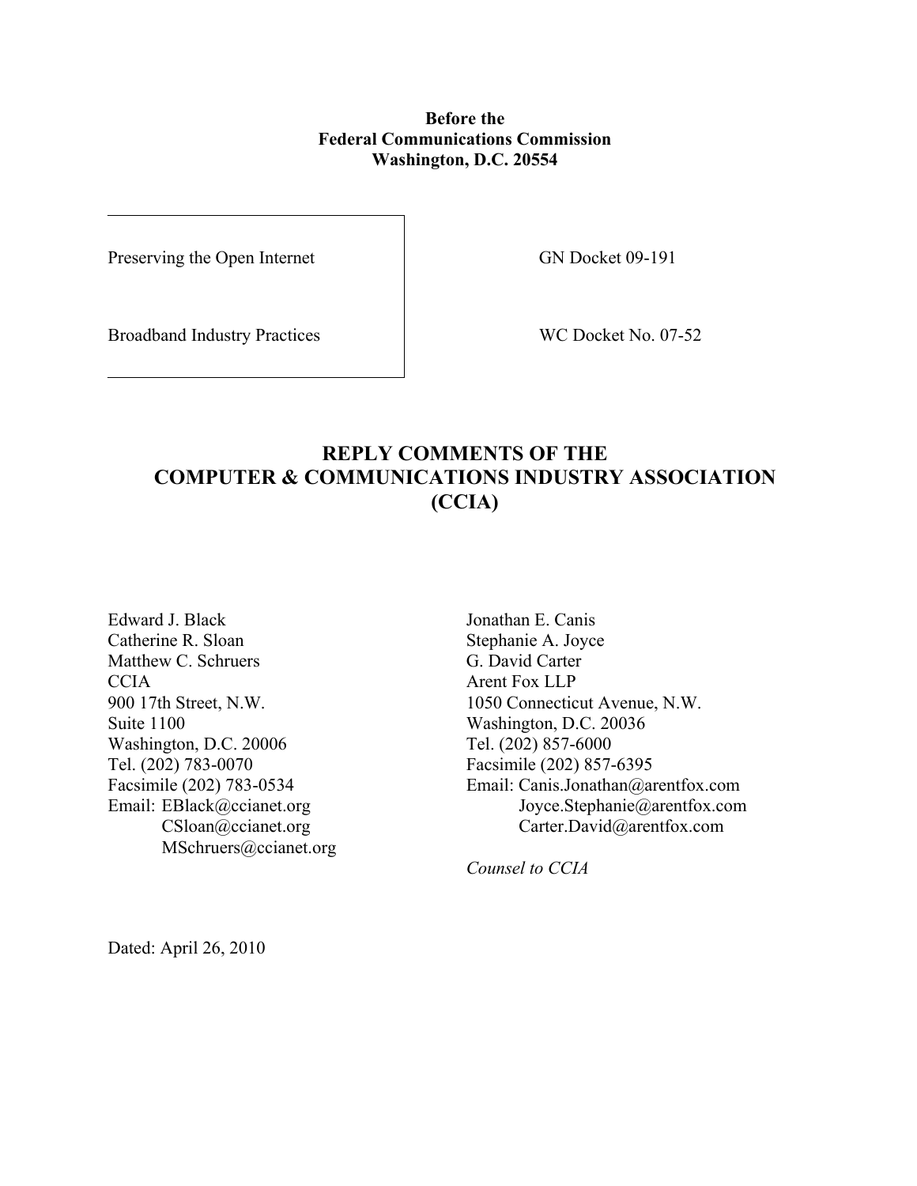**Before the**
**Federal Communications Commission**
**Washington, D.C. 20554**

| | |
|---|---|
| Preserving the Open Internet | GN Docket 09-191 |
| Broadband Industry Practices | WC Docket No. 07-52 |

# REPLY COMMENTS OF THE COMPUTER & COMMUNICATIONS INDUSTRY ASSOCIATION (CCIA)

Edward J. Black
Catherine R. Sloan
Matthew C. Schruers
CCIA
900 17th Street, N.W.
Suite 1100
Washington, D.C. 20006
Tel. (202) 783-0070
Facsimile (202) 783-0534
Email: EBlack@ccianet.org
CSloan@ccianet.org
MSchruers@ccianet.org

Jonathan E. Canis
Stephanie A. Joyce
G. David Carter
Arent Fox LLP
1050 Connecticut Avenue, N.W.
Washington, D.C. 20036
Tel. (202) 857-6000
Facsimile (202) 857-6395
Email: Canis.Jonathan@arentfox.com
Joyce.Stephanie@arentfox.com
Carter.David@arentfox.com

*Counsel to CCIA*

Dated: April 26, 2010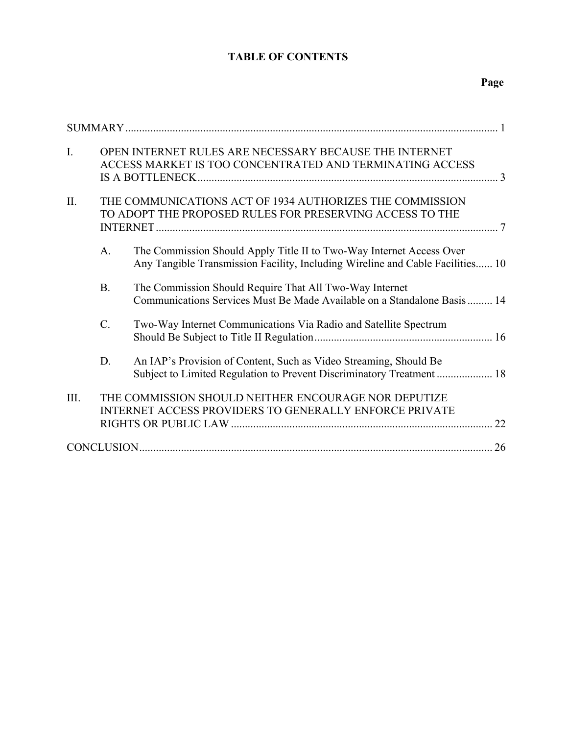# TABLE OF CONTENTS

| | | Page |
|---|---|---|
| SUMMARY | | 1 |
| I. | OPEN INTERNET RULES ARE NECESSARY BECAUSE THE INTERNET ACCESS MARKET IS TOO CONCENTRATED AND TERMINATING ACCESS IS A BOTTLENECK | 3 |
| II. | THE COMMUNICATIONS ACT OF 1934 AUTHORIZES THE COMMISSION TO ADOPT THE PROPOSED RULES FOR PRESERVING ACCESS TO THE INTERNET | 7 |
| | A. The Commission Should Apply Title II to Two-Way Internet Access Over Any Tangible Transmission Facility, Including Wireline and Cable Facilities | 10 |
| | B. The Commission Should Require That All Two-Way Internet Communications Services Must Be Made Available on a Standalone Basis | 14 |
| | C. Two-Way Internet Communications Via Radio and Satellite Spectrum Should Be Subject to Title II Regulation | 16 |
| | D. An IAP's Provision of Content, Such as Video Streaming, Should Be Subject to Limited Regulation to Prevent Discriminatory Treatment | 18 |
| III. | THE COMMISSION SHOULD NEITHER ENCOURAGE NOR DEPUTIZE INTERNET ACCESS PROVIDERS TO GENERALLY ENFORCE PRIVATE RIGHTS OR PUBLIC LAW | 22 |
| CONCLUSION | | 26 |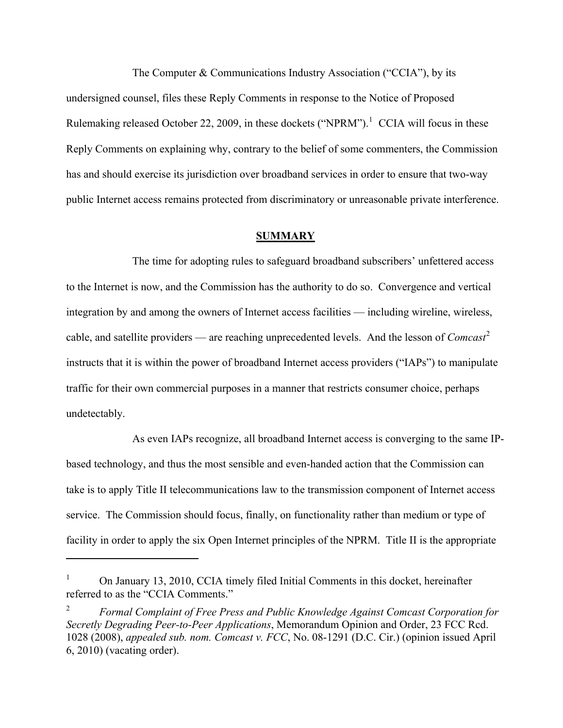The Computer & Communications Industry Association ("CCIA"), by its undersigned counsel, files these Reply Comments in response to the Notice of Proposed Rulemaking released October 22, 2009, in these dockets ("NPRM").[1] CCIA will focus in these Reply Comments on explaining why, contrary to the belief of some commenters, the Commission has and should exercise its jurisdiction over broadband services in order to ensure that two-way public Internet access remains protected from discriminatory or unreasonable private interference.

## SUMMARY

The time for adopting rules to safeguard broadband subscribers' unfettered access to the Internet is now, and the Commission has the authority to do so. Convergence and vertical integration by and among the owners of Internet access facilities — including wireline, wireless, cable, and satellite providers — are reaching unprecedented levels. And the lesson of *Comcast*[2] instructs that it is within the power of broadband Internet access providers ("IAPs") to manipulate traffic for their own commercial purposes in a manner that restricts consumer choice, perhaps undetectably.

As even IAPs recognize, all broadband Internet access is converging to the same IP-based technology, and thus the most sensible and even-handed action that the Commission can take is to apply Title II telecommunications law to the transmission component of Internet access service. The Commission should focus, finally, on functionality rather than medium or type of facility in order to apply the six Open Internet principles of the NPRM. Title II is the appropriate

---

[1] On January 13, 2010, CCIA timely filed Initial Comments in this docket, hereinafter referred to as the "CCIA Comments."

[2] *Formal Complaint of Free Press and Public Knowledge Against Comcast Corporation for Secretly Degrading Peer-to-Peer Applications*, Memorandum Opinion and Order, 23 FCC Rcd. 1028 (2008), *appealed sub. nom. Comcast v. FCC*, No. 08-1291 (D.C. Cir.) (opinion issued April 6, 2010) (vacating order).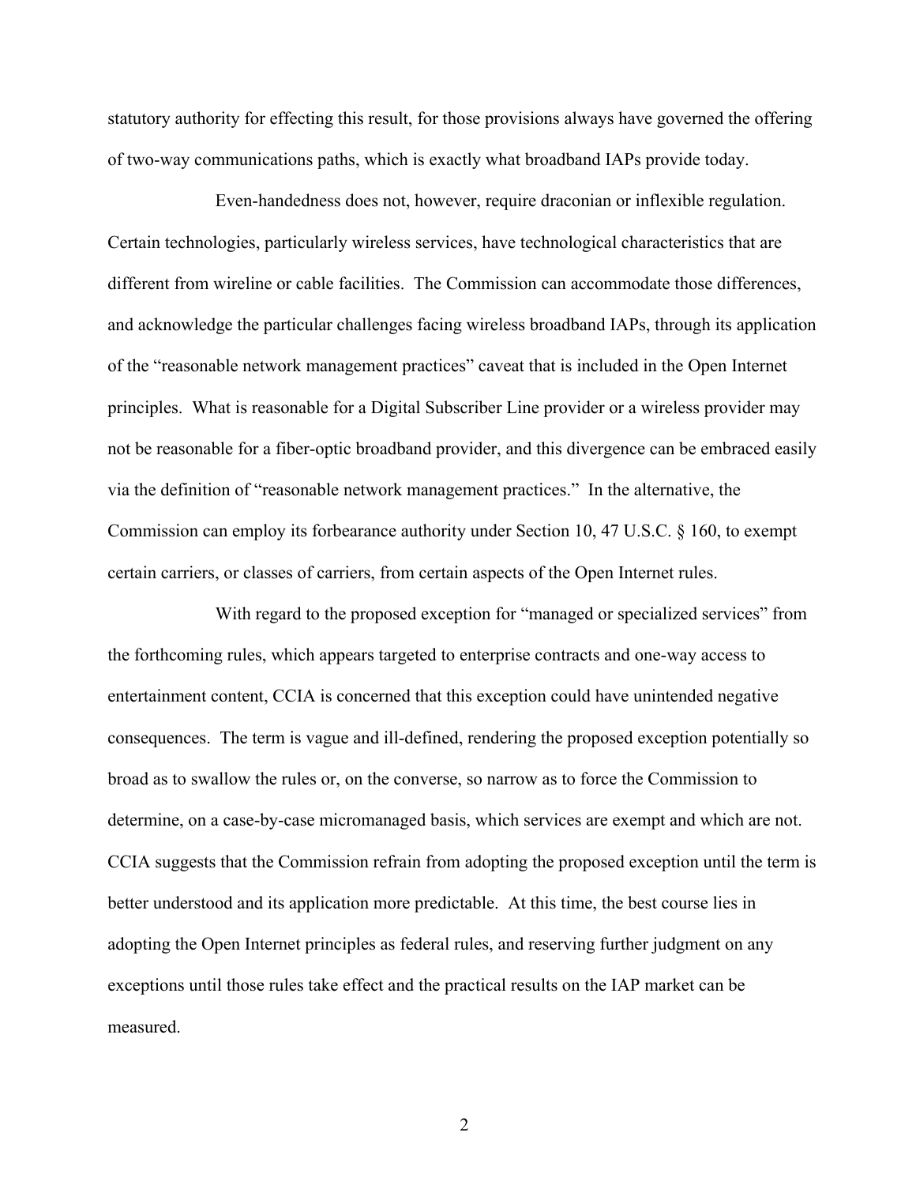statutory authority for effecting this result, for those provisions always have governed the offering of two-way communications paths, which is exactly what broadband IAPs provide today.

Even-handedness does not, however, require draconian or inflexible regulation. Certain technologies, particularly wireless services, have technological characteristics that are different from wireline or cable facilities. The Commission can accommodate those differences, and acknowledge the particular challenges facing wireless broadband IAPs, through its application of the "reasonable network management practices" caveat that is included in the Open Internet principles. What is reasonable for a Digital Subscriber Line provider or a wireless provider may not be reasonable for a fiber-optic broadband provider, and this divergence can be embraced easily via the definition of "reasonable network management practices." In the alternative, the Commission can employ its forbearance authority under Section 10, 47 U.S.C. § 160, to exempt certain carriers, or classes of carriers, from certain aspects of the Open Internet rules.

With regard to the proposed exception for "managed or specialized services" from the forthcoming rules, which appears targeted to enterprise contracts and one-way access to entertainment content, CCIA is concerned that this exception could have unintended negative consequences. The term is vague and ill-defined, rendering the proposed exception potentially so broad as to swallow the rules or, on the converse, so narrow as to force the Commission to determine, on a case-by-case micromanaged basis, which services are exempt and which are not. CCIA suggests that the Commission refrain from adopting the proposed exception until the term is better understood and its application more predictable. At this time, the best course lies in adopting the Open Internet principles as federal rules, and reserving further judgment on any exceptions until those rules take effect and the practical results on the IAP market can be measured.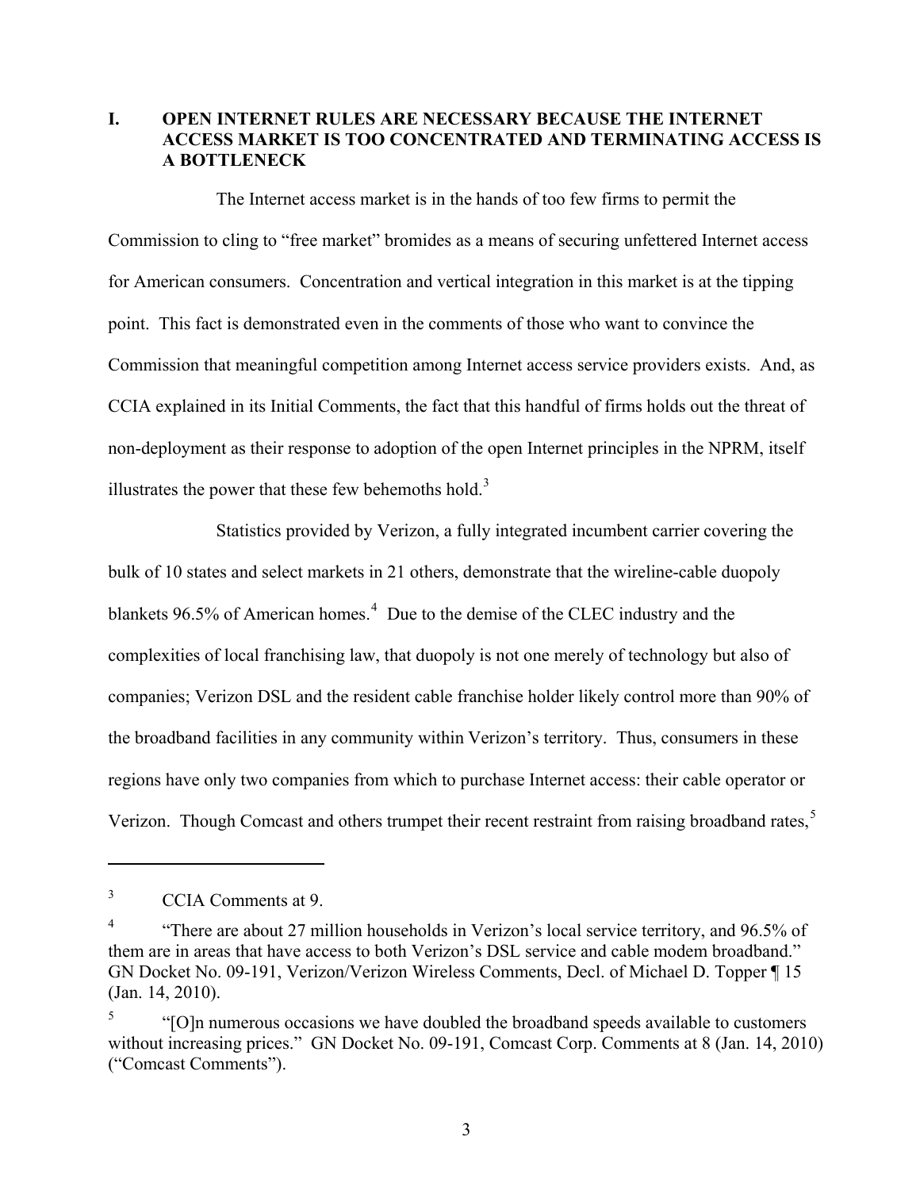## I. OPEN INTERNET RULES ARE NECESSARY BECAUSE THE INTERNET ACCESS MARKET IS TOO CONCENTRATED AND TERMINATING ACCESS IS A BOTTLENECK

The Internet access market is in the hands of too few firms to permit the Commission to cling to "free market" bromides as a means of securing unfettered Internet access for American consumers. Concentration and vertical integration in this market is at the tipping point. This fact is demonstrated even in the comments of those who want to convince the Commission that meaningful competition among Internet access service providers exists. And, as CCIA explained in its Initial Comments, the fact that this handful of firms holds out the threat of non-deployment as their response to adoption of the open Internet principles in the NPRM, itself illustrates the power that these few behemoths hold.[3]

Statistics provided by Verizon, a fully integrated incumbent carrier covering the bulk of 10 states and select markets in 21 others, demonstrate that the wireline-cable duopoly blankets 96.5% of American homes.[4] Due to the demise of the CLEC industry and the complexities of local franchising law, that duopoly is not one merely of technology but also of companies; Verizon DSL and the resident cable franchise holder likely control more than 90% of the broadband facilities in any community within Verizon's territory. Thus, consumers in these regions have only two companies from which to purchase Internet access: their cable operator or Verizon. Though Comcast and others trumpet their recent restraint from raising broadband rates,[5]

---

[3] CCIA Comments at 9.

[4] "There are about 27 million households in Verizon's local service territory, and 96.5% of them are in areas that have access to both Verizon's DSL service and cable modem broadband." GN Docket No. 09-191, Verizon/Verizon Wireless Comments, Decl. of Michael D. Topper ¶ 15 (Jan. 14, 2010).

[5] "[O]n numerous occasions we have doubled the broadband speeds available to customers without increasing prices." GN Docket No. 09-191, Comcast Corp. Comments at 8 (Jan. 14, 2010) ("Comcast Comments").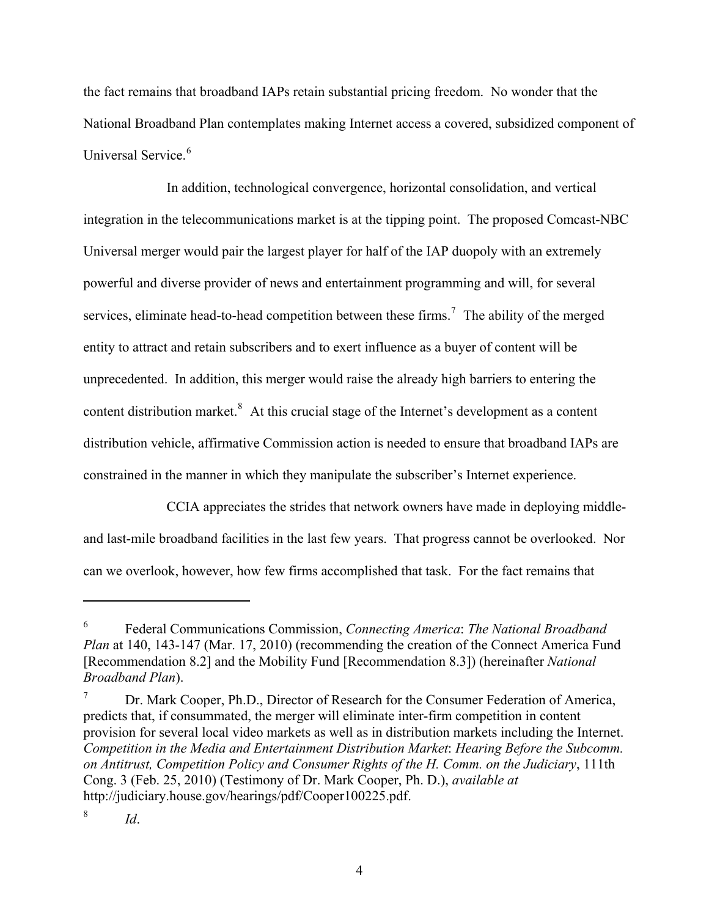the fact remains that broadband IAPs retain substantial pricing freedom. No wonder that the National Broadband Plan contemplates making Internet access a covered, subsidized component of Universal Service.[6]

In addition, technological convergence, horizontal consolidation, and vertical integration in the telecommunications market is at the tipping point. The proposed Comcast-NBC Universal merger would pair the largest player for half of the IAP duopoly with an extremely powerful and diverse provider of news and entertainment programming and will, for several services, eliminate head-to-head competition between these firms.[7] The ability of the merged entity to attract and retain subscribers and to exert influence as a buyer of content will be unprecedented. In addition, this merger would raise the already high barriers to entering the content distribution market.[8] At this crucial stage of the Internet's development as a content distribution vehicle, affirmative Commission action is needed to ensure that broadband IAPs are constrained in the manner in which they manipulate the subscriber's Internet experience.

CCIA appreciates the strides that network owners have made in deploying middle- and last-mile broadband facilities in the last few years. That progress cannot be overlooked. Nor can we overlook, however, how few firms accomplished that task. For the fact remains that

---

[6] Federal Communications Commission, *Connecting America*: *The National Broadband Plan* at 140, 143-147 (Mar. 17, 2010) (recommending the creation of the Connect America Fund [Recommendation 8.2] and the Mobility Fund [Recommendation 8.3]) (hereinafter *National Broadband Plan*).

[7] Dr. Mark Cooper, Ph.D., Director of Research for the Consumer Federation of America, predicts that, if consummated, the merger will eliminate inter-firm competition in content provision for several local video markets as well as in distribution markets including the Internet. *Competition in the Media and Entertainment Distribution Market*: *Hearing Before the Subcomm. on Antitrust, Competition Policy and Consumer Rights of the H. Comm. on the Judiciary*, 111th Cong. 3 (Feb. 25, 2010) (Testimony of Dr. Mark Cooper, Ph. D.), *available at* http://judiciary.house.gov/hearings/pdf/Cooper100225.pdf.

[8] *Id*.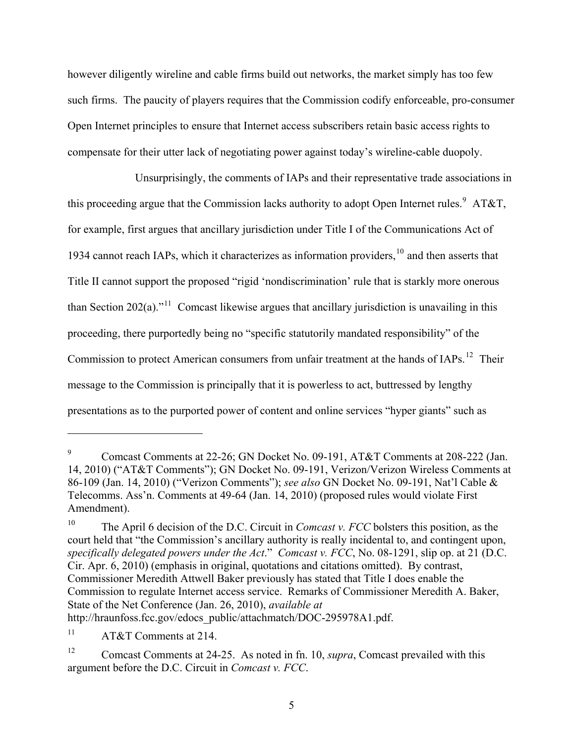however diligently wireline and cable firms build out networks, the market simply has too few such firms. The paucity of players requires that the Commission codify enforceable, pro-consumer Open Internet principles to ensure that Internet access subscribers retain basic access rights to compensate for their utter lack of negotiating power against today's wireline-cable duopoly.

Unsurprisingly, the comments of IAPs and their representative trade associations in this proceeding argue that the Commission lacks authority to adopt Open Internet rules.[9] AT&T, for example, first argues that ancillary jurisdiction under Title I of the Communications Act of 1934 cannot reach IAPs, which it characterizes as information providers,[10] and then asserts that Title II cannot support the proposed "rigid 'nondiscrimination' rule that is starkly more onerous than Section 202(a)."[11] Comcast likewise argues that ancillary jurisdiction is unavailing in this proceeding, there purportedly being no "specific statutorily mandated responsibility" of the Commission to protect American consumers from unfair treatment at the hands of IAPs.[12] Their message to the Commission is principally that it is powerless to act, buttressed by lengthy presentations as to the purported power of content and online services "hyper giants" such as

---

[9] Comcast Comments at 22-26; GN Docket No. 09-191, AT&T Comments at 208-222 (Jan. 14, 2010) ("AT&T Comments"); GN Docket No. 09-191, Verizon/Verizon Wireless Comments at 86-109 (Jan. 14, 2010) ("Verizon Comments"); *see also* GN Docket No. 09-191, Nat'l Cable & Telecomms. Ass'n. Comments at 49-64 (Jan. 14, 2010) (proposed rules would violate First Amendment).

[10] The April 6 decision of the D.C. Circuit in *Comcast v. FCC* bolsters this position, as the court held that "the Commission's ancillary authority is really incidental to, and contingent upon, *specifically delegated powers under the Act*." *Comcast v. FCC*, No. 08-1291, slip op. at 21 (D.C. Cir. Apr. 6, 2010) (emphasis in original, quotations and citations omitted). By contrast, Commissioner Meredith Attwell Baker previously has stated that Title I does enable the Commission to regulate Internet access service. Remarks of Commissioner Meredith A. Baker, State of the Net Conference (Jan. 26, 2010), *available at* http://hraunfoss.fcc.gov/edocs_public/attachmatch/DOC-295978A1.pdf.

[11] AT&T Comments at 214.

[12] Comcast Comments at 24-25. As noted in fn. 10, *supra*, Comcast prevailed with this argument before the D.C. Circuit in *Comcast v. FCC*.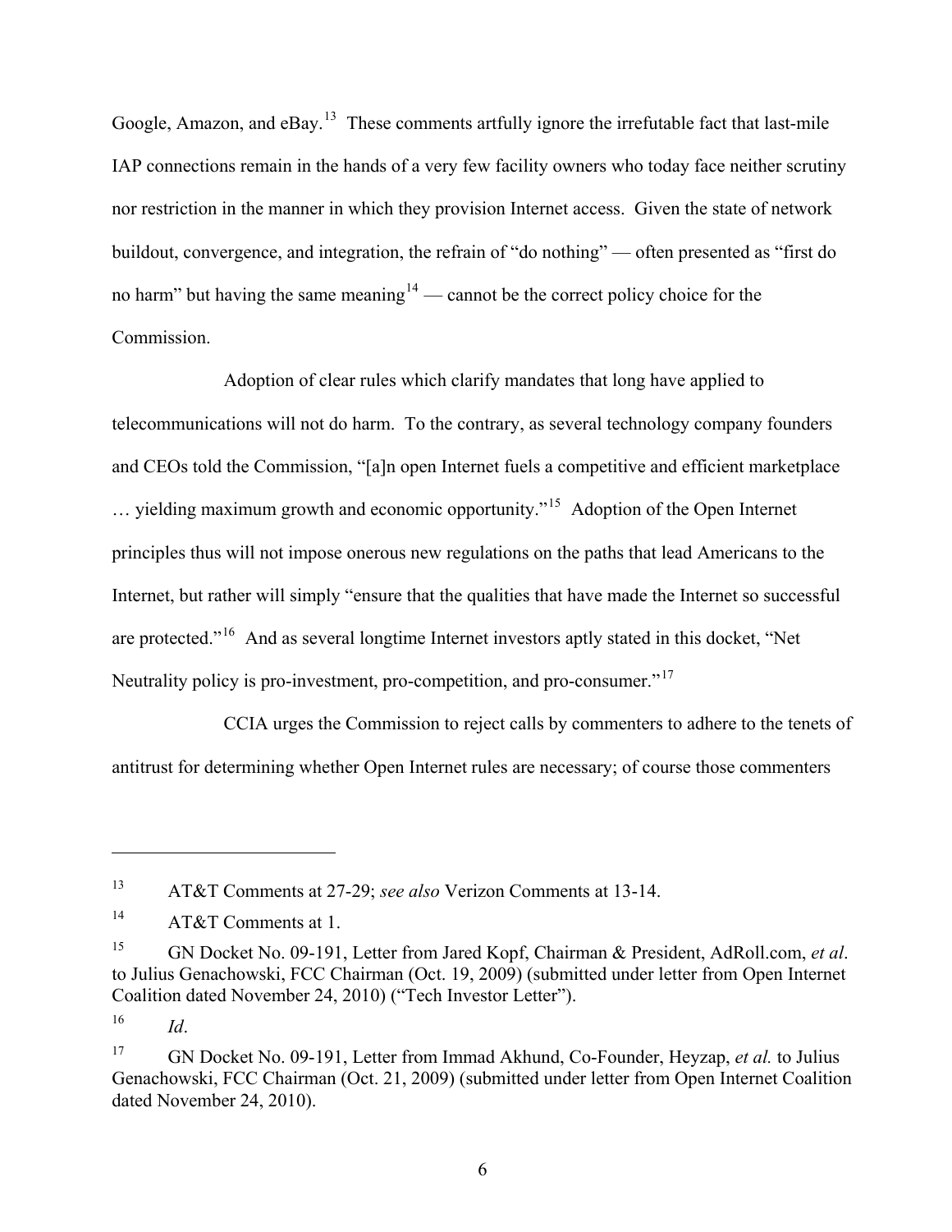Google, Amazon, and eBay.[13] These comments artfully ignore the irrefutable fact that last-mile IAP connections remain in the hands of a very few facility owners who today face neither scrutiny nor restriction in the manner in which they provision Internet access. Given the state of network buildout, convergence, and integration, the refrain of "do nothing" — often presented as "first do no harm" but having the same meaning[14] — cannot be the correct policy choice for the Commission.

Adoption of clear rules which clarify mandates that long have applied to telecommunications will not do harm. To the contrary, as several technology company founders and CEOs told the Commission, "[a]n open Internet fuels a competitive and efficient marketplace … yielding maximum growth and economic opportunity."[15] Adoption of the Open Internet principles thus will not impose onerous new regulations on the paths that lead Americans to the Internet, but rather will simply "ensure that the qualities that have made the Internet so successful are protected."[16] And as several longtime Internet investors aptly stated in this docket, "Net Neutrality policy is pro-investment, pro-competition, and pro-consumer."[17]

CCIA urges the Commission to reject calls by commenters to adhere to the tenets of antitrust for determining whether Open Internet rules are necessary; of course those commenters

---

[13] AT&T Comments at 27-29; *see also* Verizon Comments at 13-14.

[14] AT&T Comments at 1.

[15] GN Docket No. 09-191, Letter from Jared Kopf, Chairman & President, AdRoll.com, *et al*. to Julius Genachowski, FCC Chairman (Oct. 19, 2009) (submitted under letter from Open Internet Coalition dated November 24, 2010) ("Tech Investor Letter").

[16] *Id*.

[17] GN Docket No. 09-191, Letter from Immad Akhund, Co-Founder, Heyzap, *et al.* to Julius Genachowski, FCC Chairman (Oct. 21, 2009) (submitted under letter from Open Internet Coalition dated November 24, 2010).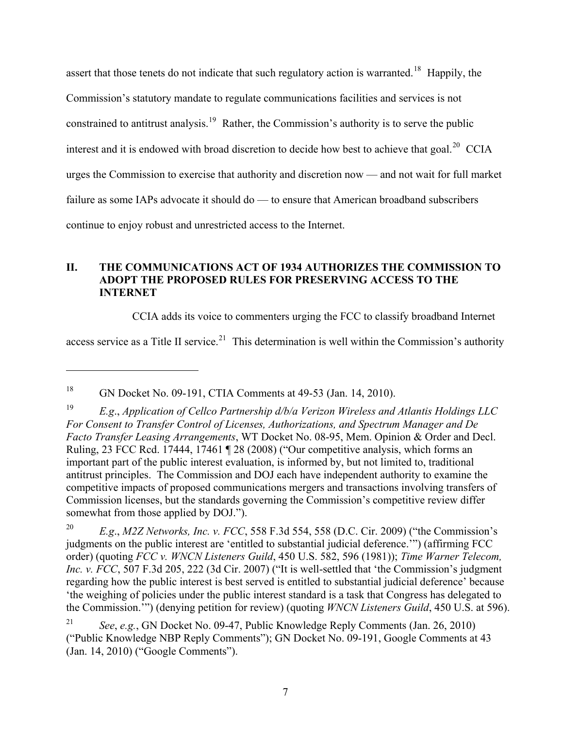assert that those tenets do not indicate that such regulatory action is warranted.[18] Happily, the Commission's statutory mandate to regulate communications facilities and services is not constrained to antitrust analysis.[19] Rather, the Commission's authority is to serve the public interest and it is endowed with broad discretion to decide how best to achieve that goal.[20] CCIA urges the Commission to exercise that authority and discretion now — and not wait for full market failure as some IAPs advocate it should do — to ensure that American broadband subscribers continue to enjoy robust and unrestricted access to the Internet.

## II. THE COMMUNICATIONS ACT OF 1934 AUTHORIZES THE COMMISSION TO ADOPT THE PROPOSED RULES FOR PRESERVING ACCESS TO THE INTERNET

CCIA adds its voice to commenters urging the FCC to classify broadband Internet access service as a Title II service.[21] This determination is well within the Commission's authority

---

[18] GN Docket No. 09-191, CTIA Comments at 49-53 (Jan. 14, 2010).

[19] *E.g.*, *Application of Cellco Partnership d/b/a Verizon Wireless and Atlantis Holdings LLC For Consent to Transfer Control of Licenses, Authorizations, and Spectrum Manager and De Facto Transfer Leasing Arrangements*, WT Docket No. 08-95, Mem. Opinion & Order and Decl. Ruling, 23 FCC Rcd. 17444, 17461 ¶ 28 (2008) ("Our competitive analysis, which forms an important part of the public interest evaluation, is informed by, but not limited to, traditional antitrust principles. The Commission and DOJ each have independent authority to examine the competitive impacts of proposed communications mergers and transactions involving transfers of Commission licenses, but the standards governing the Commission's competitive review differ somewhat from those applied by DOJ.").

[20] *E.g.*, *M2Z Networks, Inc. v. FCC*, 558 F.3d 554, 558 (D.C. Cir. 2009) ("the Commission's judgments on the public interest are 'entitled to substantial judicial deference.'") (affirming FCC order) (quoting *FCC v. WNCN Listeners Guild*, 450 U.S. 582, 596 (1981)); *Time Warner Telecom, Inc. v. FCC*, 507 F.3d 205, 222 (3d Cir. 2007) ("It is well-settled that 'the Commission's judgment regarding how the public interest is best served is entitled to substantial judicial deference' because 'the weighing of policies under the public interest standard is a task that Congress has delegated to the Commission.'") (denying petition for review) (quoting *WNCN Listeners Guild*, 450 U.S. at 596).

[21] *See*, *e.g.*, GN Docket No. 09-47, Public Knowledge Reply Comments (Jan. 26, 2010) ("Public Knowledge NBP Reply Comments"); GN Docket No. 09-191, Google Comments at 43 (Jan. 14, 2010) ("Google Comments").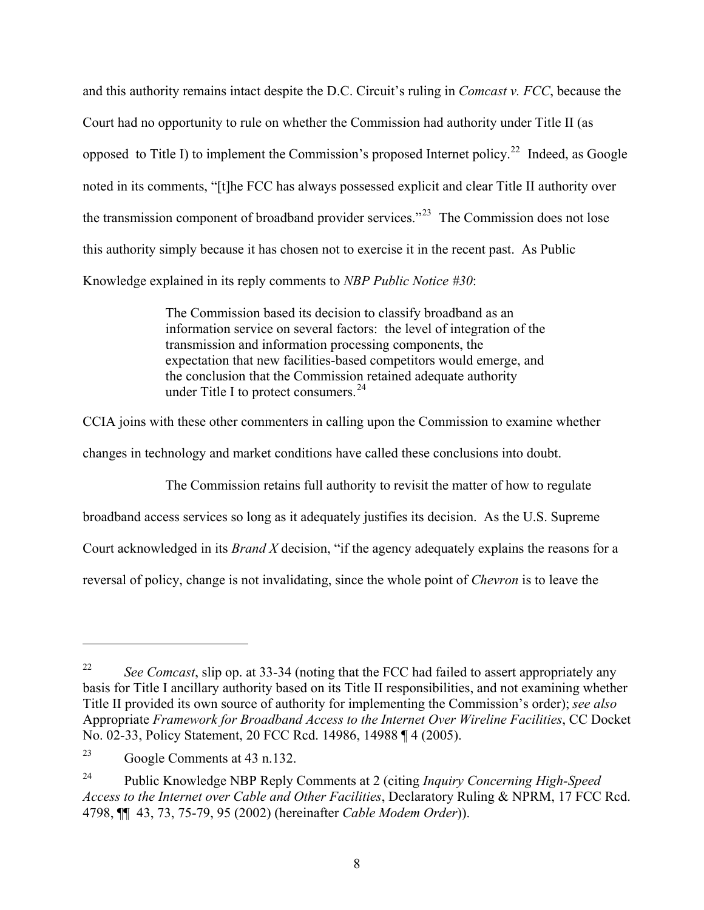and this authority remains intact despite the D.C. Circuit's ruling in *Comcast v. FCC*, because the Court had no opportunity to rule on whether the Commission had authority under Title II (as opposed to Title I) to implement the Commission's proposed Internet policy.[22] Indeed, as Google noted in its comments, "[t]he FCC has always possessed explicit and clear Title II authority over the transmission component of broadband provider services."[23] The Commission does not lose this authority simply because it has chosen not to exercise it in the recent past. As Public Knowledge explained in its reply comments to *NBP Public Notice #30*:

> The Commission based its decision to classify broadband as an information service on several factors: the level of integration of the transmission and information processing components, the expectation that new facilities-based competitors would emerge, and the conclusion that the Commission retained adequate authority under Title I to protect consumers.[24]

CCIA joins with these other commenters in calling upon the Commission to examine whether changes in technology and market conditions have called these conclusions into doubt.

The Commission retains full authority to revisit the matter of how to regulate broadband access services so long as it adequately justifies its decision. As the U.S. Supreme Court acknowledged in its *Brand X* decision, "if the agency adequately explains the reasons for a reversal of policy, change is not invalidating, since the whole point of *Chevron* is to leave the

---

[22] *See Comcast*, slip op. at 33-34 (noting that the FCC had failed to assert appropriately any basis for Title I ancillary authority based on its Title II responsibilities, and not examining whether Title II provided its own source of authority for implementing the Commission's order); *see also* Appropriate *Framework for Broadband Access to the Internet Over Wireline Facilities*, CC Docket No. 02-33, Policy Statement, 20 FCC Rcd. 14986, 14988 ¶ 4 (2005).

[23] Google Comments at 43 n.132.

[24] Public Knowledge NBP Reply Comments at 2 (citing *Inquiry Concerning High-Speed Access to the Internet over Cable and Other Facilities*, Declaratory Ruling & NPRM, 17 FCC Rcd. 4798, ¶¶ 43, 73, 75-79, 95 (2002) (hereinafter *Cable Modem Order*)).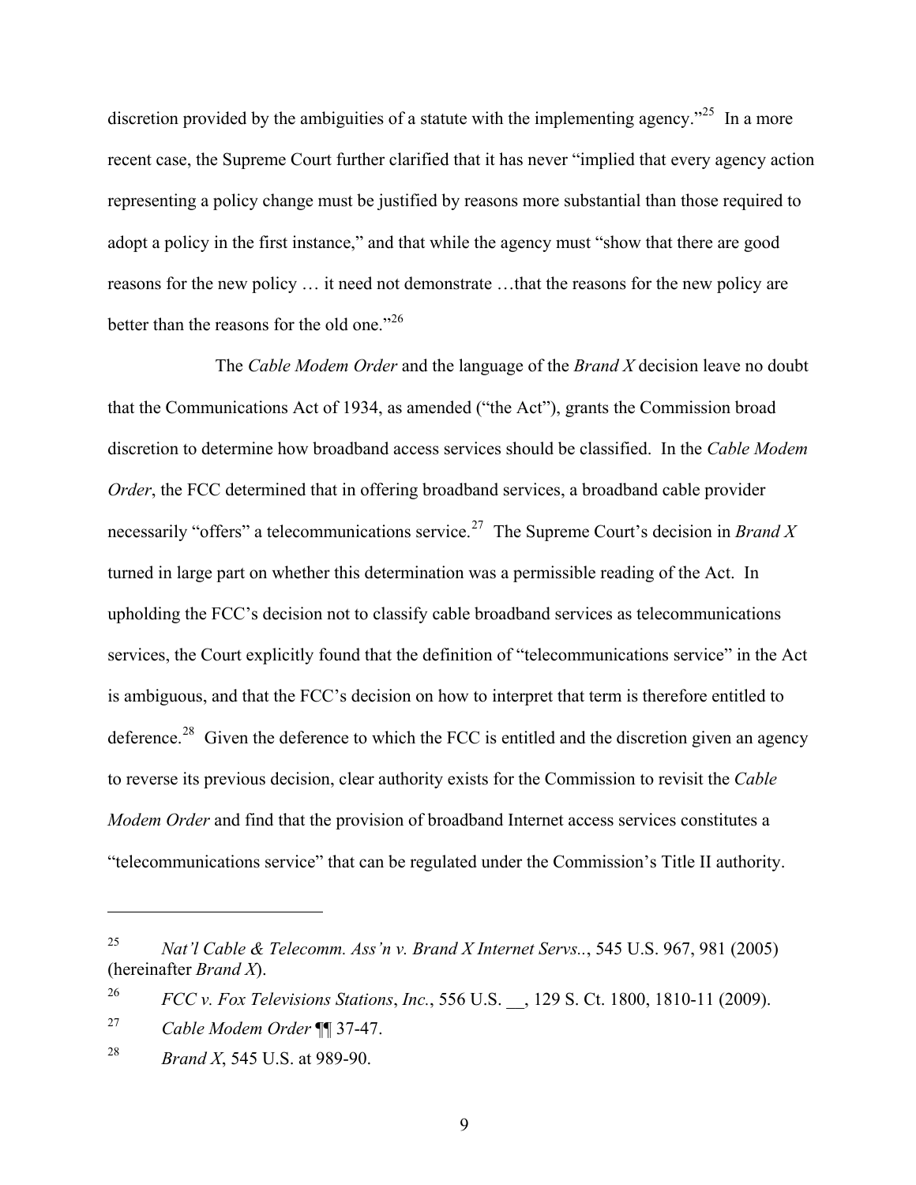discretion provided by the ambiguities of a statute with the implementing agency."[25] In a more recent case, the Supreme Court further clarified that it has never "implied that every agency action representing a policy change must be justified by reasons more substantial than those required to adopt a policy in the first instance," and that while the agency must "show that there are good reasons for the new policy … it need not demonstrate …that the reasons for the new policy are better than the reasons for the old one."[26]

The *Cable Modem Order* and the language of the *Brand X* decision leave no doubt that the Communications Act of 1934, as amended ("the Act"), grants the Commission broad discretion to determine how broadband access services should be classified. In the *Cable Modem Order*, the FCC determined that in offering broadband services, a broadband cable provider necessarily "offers" a telecommunications service.[27] The Supreme Court's decision in *Brand X* turned in large part on whether this determination was a permissible reading of the Act. In upholding the FCC's decision not to classify cable broadband services as telecommunications services, the Court explicitly found that the definition of "telecommunications service" in the Act is ambiguous, and that the FCC's decision on how to interpret that term is therefore entitled to deference.[28] Given the deference to which the FCC is entitled and the discretion given an agency to reverse its previous decision, clear authority exists for the Commission to revisit the *Cable Modem Order* and find that the provision of broadband Internet access services constitutes a "telecommunications service" that can be regulated under the Commission's Title II authority.

---

[25] *Nat'l Cable & Telecomm. Ass'n v. Brand X Internet Servs..*, 545 U.S. 967, 981 (2005) (hereinafter *Brand X*).

[26] *FCC v. Fox Televisions Stations*, *Inc.*, 556 U.S. __, 129 S. Ct. 1800, 1810-11 (2009).

[27] *Cable Modem Order* ¶¶ 37-47.

[28] *Brand X*, 545 U.S. at 989-90.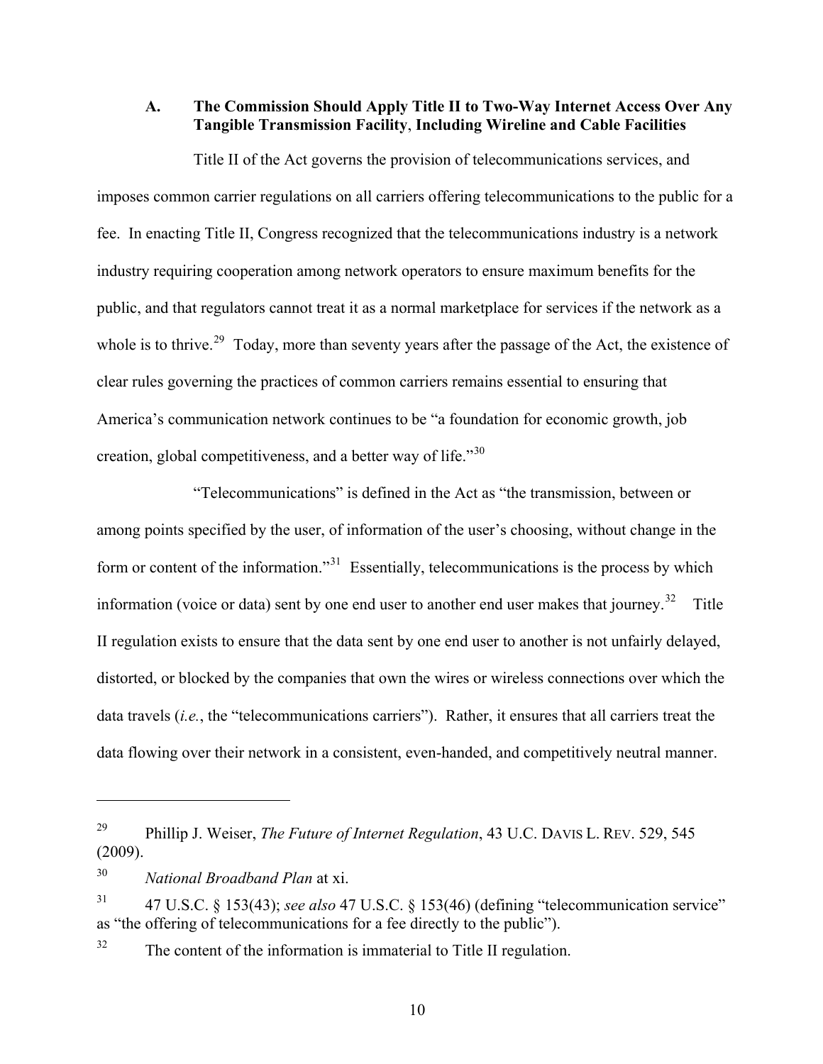### A. The Commission Should Apply Title II to Two-Way Internet Access Over Any Tangible Transmission Facility, Including Wireline and Cable Facilities

Title II of the Act governs the provision of telecommunications services, and imposes common carrier regulations on all carriers offering telecommunications to the public for a fee. In enacting Title II, Congress recognized that the telecommunications industry is a network industry requiring cooperation among network operators to ensure maximum benefits for the public, and that regulators cannot treat it as a normal marketplace for services if the network as a whole is to thrive.[29] Today, more than seventy years after the passage of the Act, the existence of clear rules governing the practices of common carriers remains essential to ensuring that America's communication network continues to be "a foundation for economic growth, job creation, global competitiveness, and a better way of life."[30]

"Telecommunications" is defined in the Act as "the transmission, between or among points specified by the user, of information of the user's choosing, without change in the form or content of the information."[31] Essentially, telecommunications is the process by which information (voice or data) sent by one end user to another end user makes that journey.[32] Title II regulation exists to ensure that the data sent by one end user to another is not unfairly delayed, distorted, or blocked by the companies that own the wires or wireless connections over which the data travels (*i.e.*, the "telecommunications carriers"). Rather, it ensures that all carriers treat the data flowing over their network in a consistent, even-handed, and competitively neutral manner.

---

[29] Phillip J. Weiser, *The Future of Internet Regulation*, 43 U.C. DAVIS L. REV. 529, 545 (2009).

[30] *National Broadband Plan* at xi.

[31] 47 U.S.C. § 153(43); *see also* 47 U.S.C. § 153(46) (defining "telecommunication service" as "the offering of telecommunications for a fee directly to the public").

[32] The content of the information is immaterial to Title II regulation.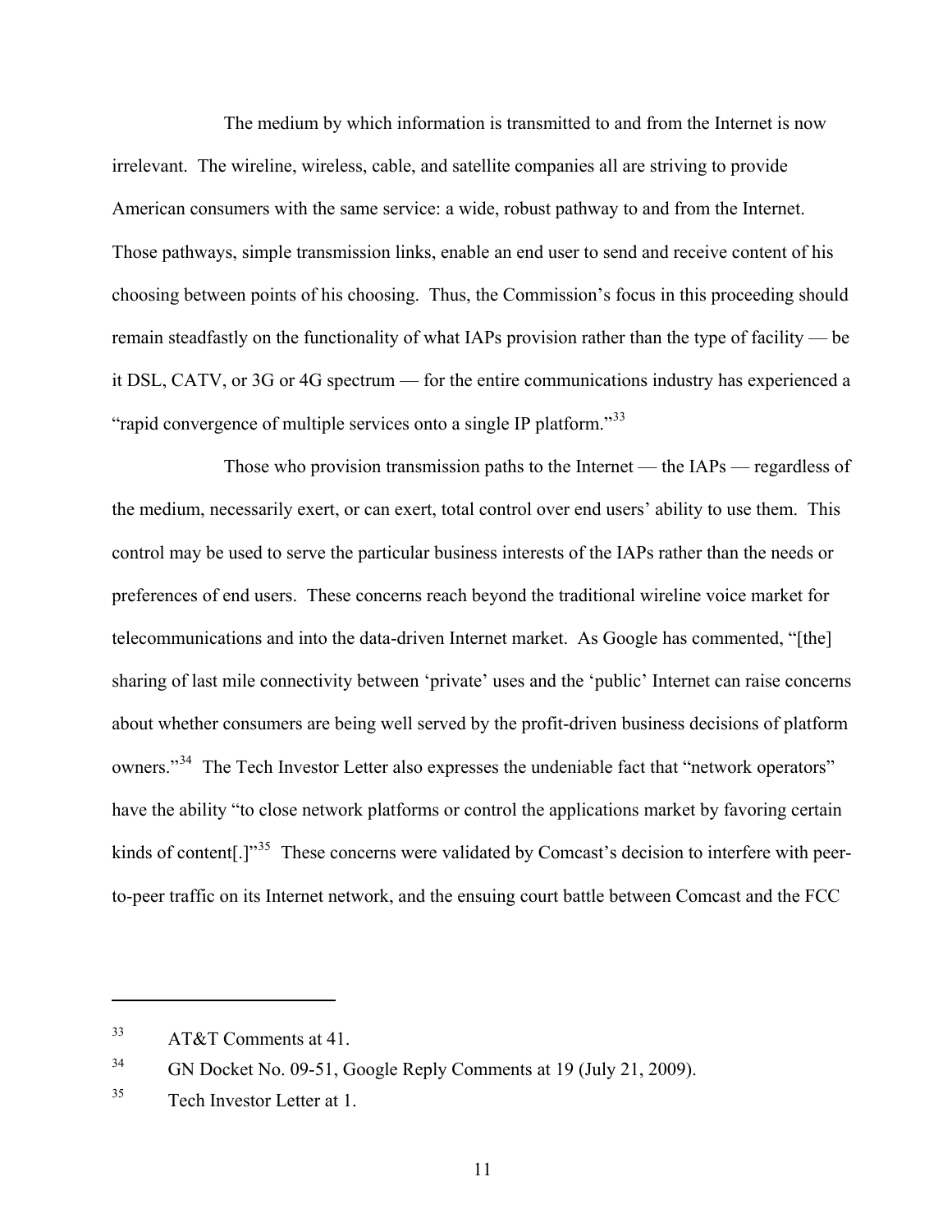The medium by which information is transmitted to and from the Internet is now irrelevant. The wireline, wireless, cable, and satellite companies all are striving to provide American consumers with the same service: a wide, robust pathway to and from the Internet. Those pathways, simple transmission links, enable an end user to send and receive content of his choosing between points of his choosing. Thus, the Commission's focus in this proceeding should remain steadfastly on the functionality of what IAPs provision rather than the type of facility — be it DSL, CATV, or 3G or 4G spectrum — for the entire communications industry has experienced a "rapid convergence of multiple services onto a single IP platform."[33]

Those who provision transmission paths to the Internet — the IAPs — regardless of the medium, necessarily exert, or can exert, total control over end users' ability to use them. This control may be used to serve the particular business interests of the IAPs rather than the needs or preferences of end users. These concerns reach beyond the traditional wireline voice market for telecommunications and into the data-driven Internet market. As Google has commented, "[the] sharing of last mile connectivity between 'private' uses and the 'public' Internet can raise concerns about whether consumers are being well served by the profit-driven business decisions of platform owners."[34] The Tech Investor Letter also expresses the undeniable fact that "network operators" have the ability "to close network platforms or control the applications market by favoring certain kinds of content[.]"[35] These concerns were validated by Comcast's decision to interfere with peer-to-peer traffic on its Internet network, and the ensuing court battle between Comcast and the FCC

---

[33] AT&T Comments at 41.

[34] GN Docket No. 09-51, Google Reply Comments at 19 (July 21, 2009).

[35] Tech Investor Letter at 1.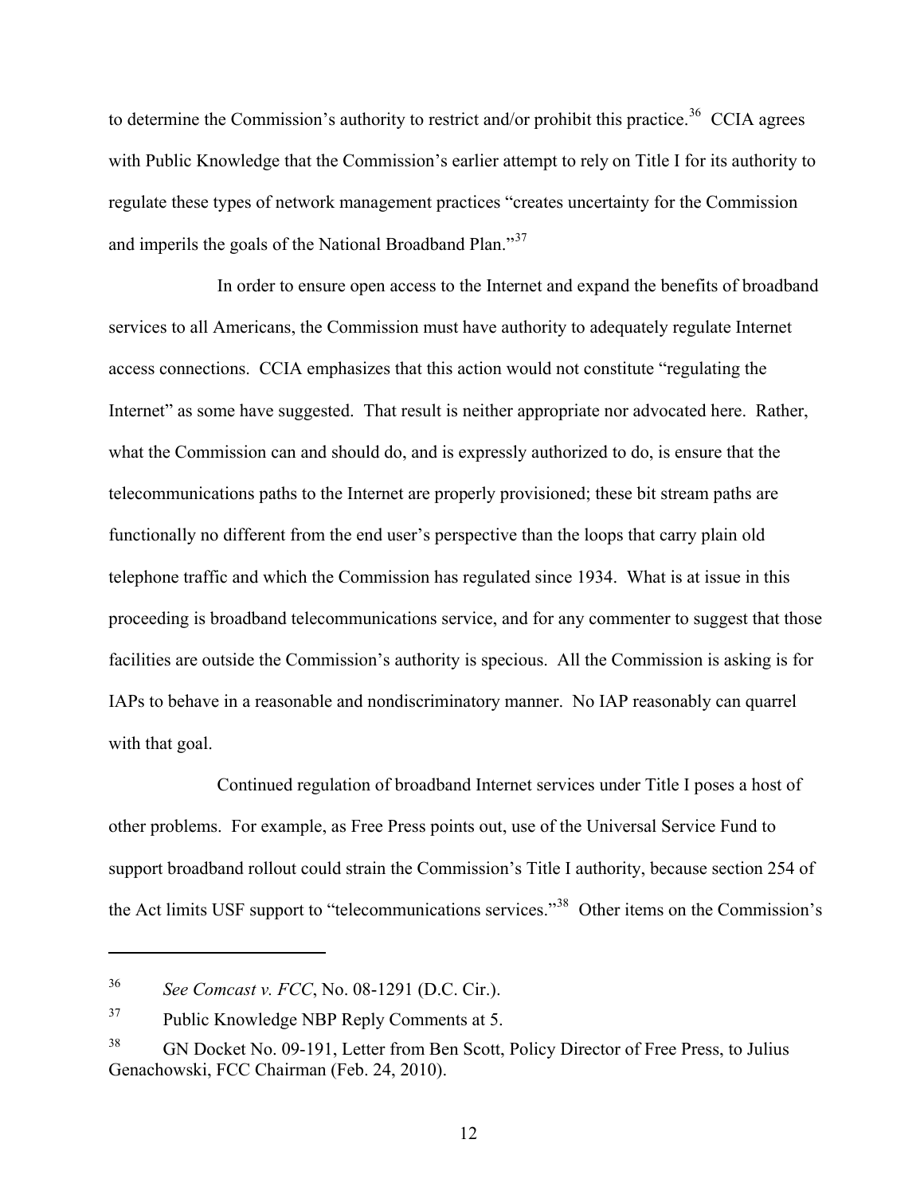to determine the Commission's authority to restrict and/or prohibit this practice.[36] CCIA agrees with Public Knowledge that the Commission's earlier attempt to rely on Title I for its authority to regulate these types of network management practices "creates uncertainty for the Commission and imperils the goals of the National Broadband Plan."[37]

In order to ensure open access to the Internet and expand the benefits of broadband services to all Americans, the Commission must have authority to adequately regulate Internet access connections. CCIA emphasizes that this action would not constitute "regulating the Internet" as some have suggested. That result is neither appropriate nor advocated here. Rather, what the Commission can and should do, and is expressly authorized to do, is ensure that the telecommunications paths to the Internet are properly provisioned; these bit stream paths are functionally no different from the end user's perspective than the loops that carry plain old telephone traffic and which the Commission has regulated since 1934. What is at issue in this proceeding is broadband telecommunications service, and for any commenter to suggest that those facilities are outside the Commission's authority is specious. All the Commission is asking is for IAPs to behave in a reasonable and nondiscriminatory manner. No IAP reasonably can quarrel with that goal.

Continued regulation of broadband Internet services under Title I poses a host of other problems. For example, as Free Press points out, use of the Universal Service Fund to support broadband rollout could strain the Commission's Title I authority, because section 254 of the Act limits USF support to "telecommunications services."[38] Other items on the Commission's

---

[36] *See Comcast v. FCC*, No. 08-1291 (D.C. Cir.).

[37] Public Knowledge NBP Reply Comments at 5.

[38] GN Docket No. 09-191, Letter from Ben Scott, Policy Director of Free Press, to Julius Genachowski, FCC Chairman (Feb. 24, 2010).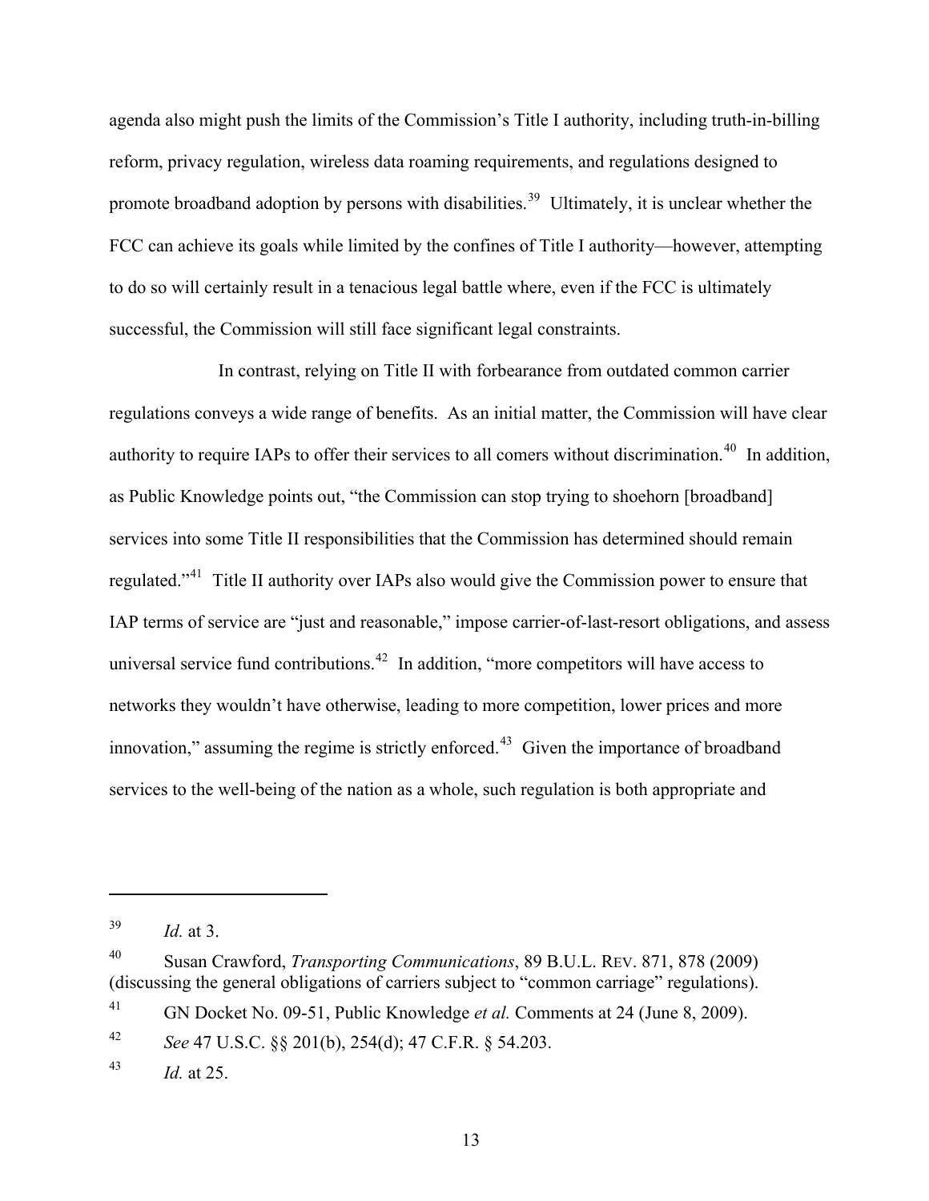agenda also might push the limits of the Commission's Title I authority, including truth-in-billing reform, privacy regulation, wireless data roaming requirements, and regulations designed to promote broadband adoption by persons with disabilities.[39] Ultimately, it is unclear whether the FCC can achieve its goals while limited by the confines of Title I authority—however, attempting to do so will certainly result in a tenacious legal battle where, even if the FCC is ultimately successful, the Commission will still face significant legal constraints.

In contrast, relying on Title II with forbearance from outdated common carrier regulations conveys a wide range of benefits. As an initial matter, the Commission will have clear authority to require IAPs to offer their services to all comers without discrimination.[40] In addition, as Public Knowledge points out, "the Commission can stop trying to shoehorn [broadband] services into some Title II responsibilities that the Commission has determined should remain regulated."[41] Title II authority over IAPs also would give the Commission power to ensure that IAP terms of service are "just and reasonable," impose carrier-of-last-resort obligations, and assess universal service fund contributions.[42] In addition, "more competitors will have access to networks they wouldn't have otherwise, leading to more competition, lower prices and more innovation," assuming the regime is strictly enforced.[43] Given the importance of broadband services to the well-being of the nation as a whole, such regulation is both appropriate and

---

[39] *Id.* at 3.

[40] Susan Crawford, *Transporting Communications*, 89 B.U.L. REV. 871, 878 (2009) (discussing the general obligations of carriers subject to "common carriage" regulations).

[41] GN Docket No. 09-51, Public Knowledge *et al.* Comments at 24 (June 8, 2009).

[42] *See* 47 U.S.C. §§ 201(b), 254(d); 47 C.F.R. § 54.203.

[43] *Id.* at 25.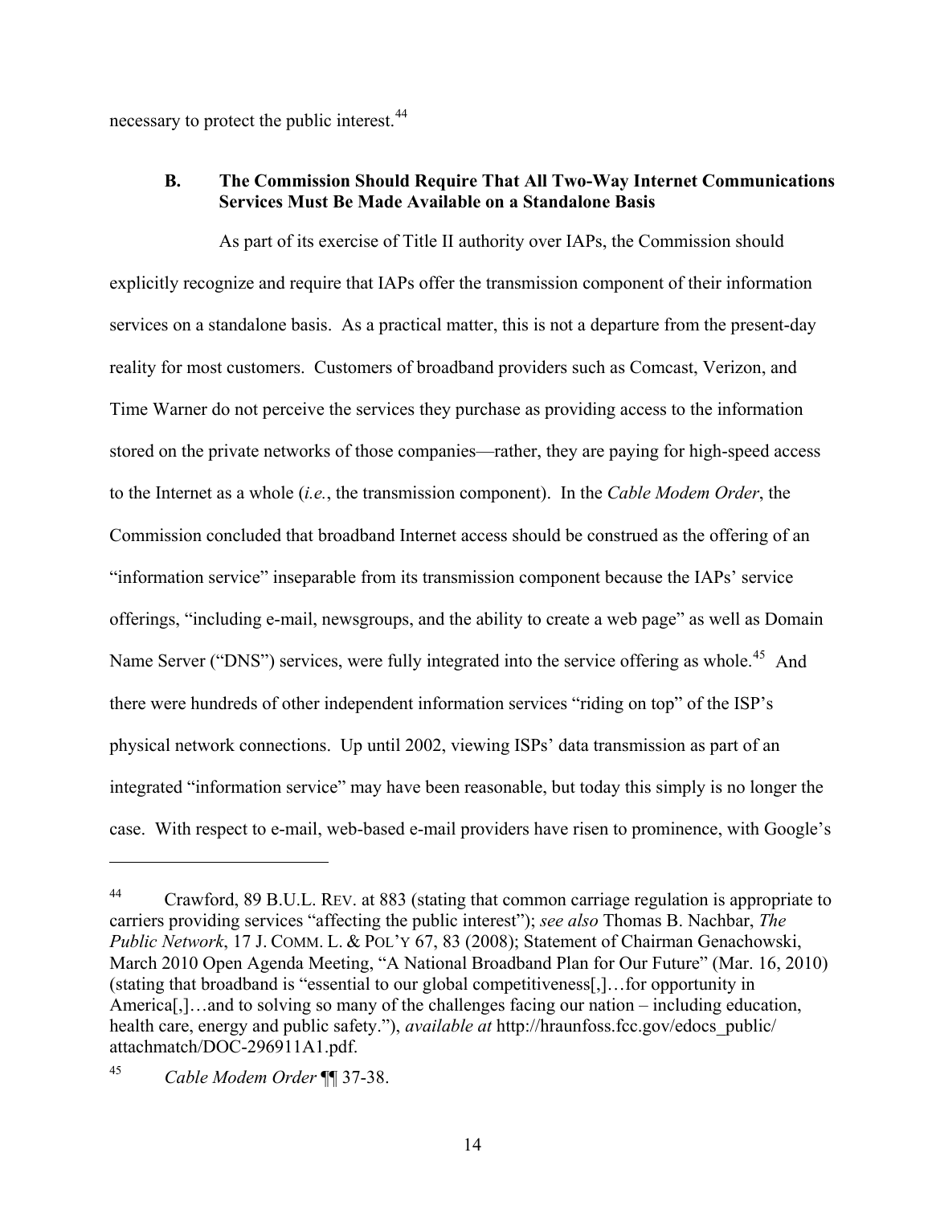necessary to protect the public interest.[44]

### B. The Commission Should Require That All Two-Way Internet Communications Services Must Be Made Available on a Standalone Basis

As part of its exercise of Title II authority over IAPs, the Commission should explicitly recognize and require that IAPs offer the transmission component of their information services on a standalone basis. As a practical matter, this is not a departure from the present-day reality for most customers. Customers of broadband providers such as Comcast, Verizon, and Time Warner do not perceive the services they purchase as providing access to the information stored on the private networks of those companies—rather, they are paying for high-speed access to the Internet as a whole (*i.e.*, the transmission component). In the *Cable Modem Order*, the Commission concluded that broadband Internet access should be construed as the offering of an "information service" inseparable from its transmission component because the IAPs' service offerings, "including e-mail, newsgroups, and the ability to create a web page" as well as Domain Name Server ("DNS") services, were fully integrated into the service offering as whole.[45] And there were hundreds of other independent information services "riding on top" of the ISP's physical network connections. Up until 2002, viewing ISPs' data transmission as part of an integrated "information service" may have been reasonable, but today this simply is no longer the case. With respect to e-mail, web-based e-mail providers have risen to prominence, with Google's

---

[44] Crawford, 89 B.U.L. REV. at 883 (stating that common carriage regulation is appropriate to carriers providing services "affecting the public interest"); *see also* Thomas B. Nachbar, *The Public Network*, 17 J. COMM. L. & POL'Y 67, 83 (2008); Statement of Chairman Genachowski, March 2010 Open Agenda Meeting, "A National Broadband Plan for Our Future" (Mar. 16, 2010) (stating that broadband is "essential to our global competitiveness[,]…for opportunity in America[,]…and to solving so many of the challenges facing our nation – including education, health care, energy and public safety."), *available at* http://hraunfoss.fcc.gov/edocs_public/attachmatch/DOC-296911A1.pdf.

[45] *Cable Modem Order* ¶¶ 37-38.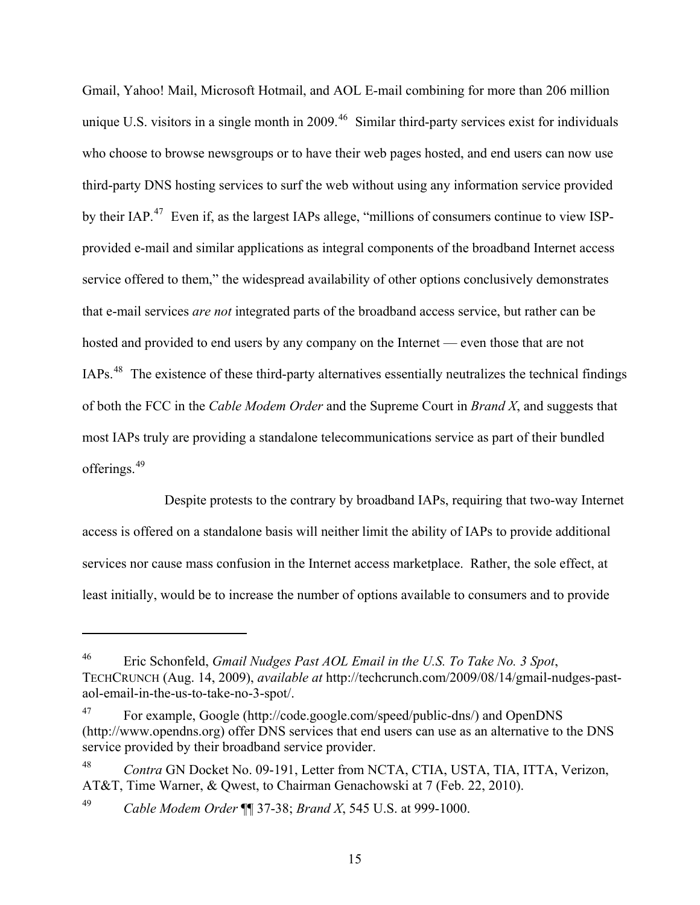Gmail, Yahoo! Mail, Microsoft Hotmail, and AOL E-mail combining for more than 206 million unique U.S. visitors in a single month in 2009.[46] Similar third-party services exist for individuals who choose to browse newsgroups or to have their web pages hosted, and end users can now use third-party DNS hosting services to surf the web without using any information service provided by their IAP.[47] Even if, as the largest IAPs allege, "millions of consumers continue to view ISP-provided e-mail and similar applications as integral components of the broadband Internet access service offered to them," the widespread availability of other options conclusively demonstrates that e-mail services *are not* integrated parts of the broadband access service, but rather can be hosted and provided to end users by any company on the Internet — even those that are not IAPs.[48] The existence of these third-party alternatives essentially neutralizes the technical findings of both the FCC in the *Cable Modem Order* and the Supreme Court in *Brand X*, and suggests that most IAPs truly are providing a standalone telecommunications service as part of their bundled offerings.[49]

Despite protests to the contrary by broadband IAPs, requiring that two-way Internet access is offered on a standalone basis will neither limit the ability of IAPs to provide additional services nor cause mass confusion in the Internet access marketplace. Rather, the sole effect, at least initially, would be to increase the number of options available to consumers and to provide

---

[46] Eric Schonfeld, *Gmail Nudges Past AOL Email in the U.S. To Take No. 3 Spot*, TECHCRUNCH (Aug. 14, 2009), *available at* http://techcrunch.com/2009/08/14/gmail-nudges-past-aol-email-in-the-us-to-take-no-3-spot/.

[47] For example, Google (http://code.google.com/speed/public-dns/) and OpenDNS (http://www.opendns.org) offer DNS services that end users can use as an alternative to the DNS service provided by their broadband service provider.

[48] *Contra* GN Docket No. 09-191, Letter from NCTA, CTIA, USTA, TIA, ITTA, Verizon, AT&T, Time Warner, & Qwest, to Chairman Genachowski at 7 (Feb. 22, 2010).

[49] *Cable Modem Order* ¶¶ 37-38; *Brand X*, 545 U.S. at 999-1000.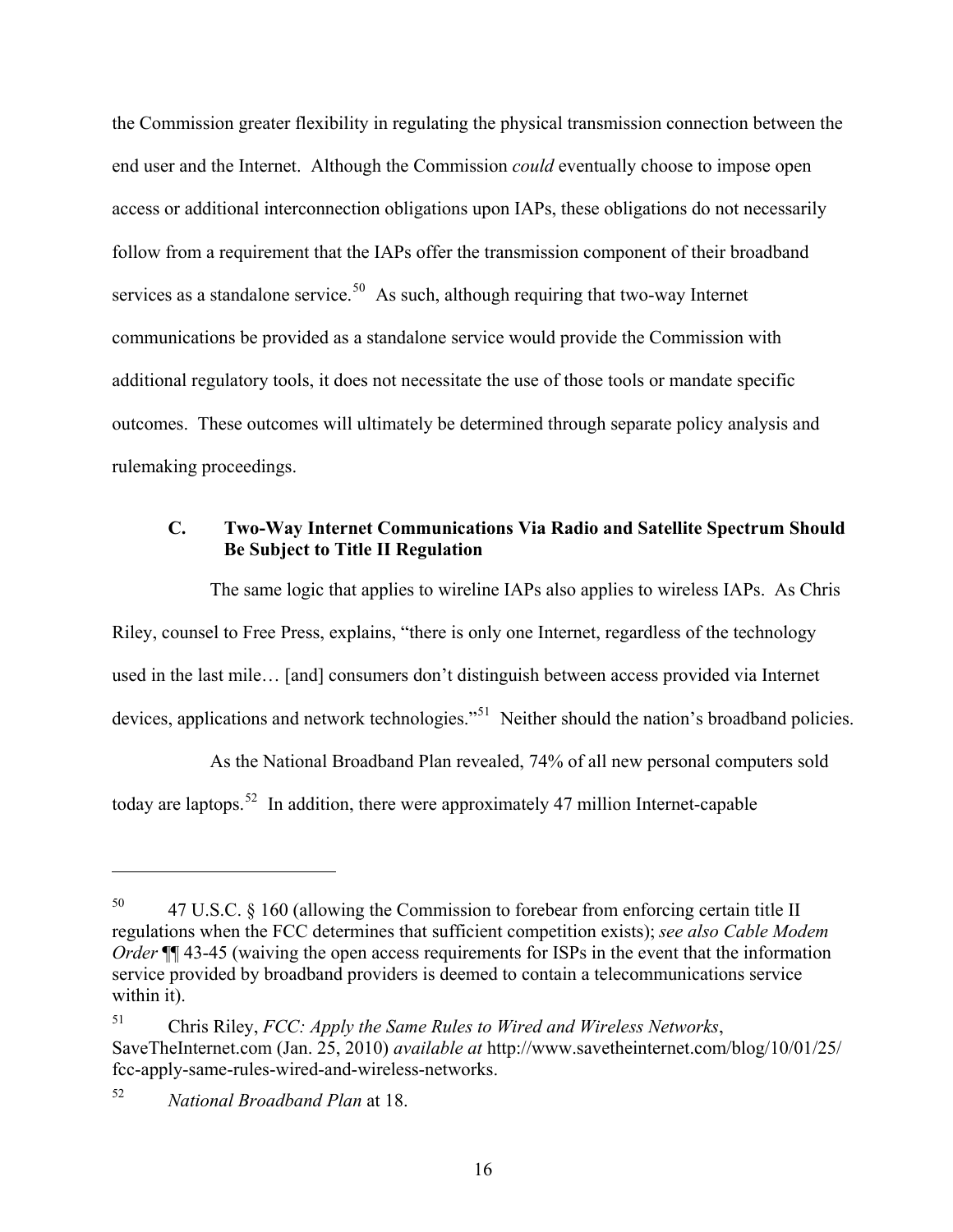the Commission greater flexibility in regulating the physical transmission connection between the end user and the Internet. Although the Commission *could* eventually choose to impose open access or additional interconnection obligations upon IAPs, these obligations do not necessarily follow from a requirement that the IAPs offer the transmission component of their broadband services as a standalone service.[50] As such, although requiring that two-way Internet communications be provided as a standalone service would provide the Commission with additional regulatory tools, it does not necessitate the use of those tools or mandate specific outcomes. These outcomes will ultimately be determined through separate policy analysis and rulemaking proceedings.

### C. Two-Way Internet Communications Via Radio and Satellite Spectrum Should Be Subject to Title II Regulation

The same logic that applies to wireline IAPs also applies to wireless IAPs. As Chris Riley, counsel to Free Press, explains, "there is only one Internet, regardless of the technology used in the last mile… [and] consumers don't distinguish between access provided via Internet devices, applications and network technologies."[51] Neither should the nation's broadband policies.

As the National Broadband Plan revealed, 74% of all new personal computers sold today are laptops.[52] In addition, there were approximately 47 million Internet-capable

---

[50] 47 U.S.C. § 160 (allowing the Commission to forebear from enforcing certain title II regulations when the FCC determines that sufficient competition exists); *see also Cable Modem Order* ¶¶ 43-45 (waiving the open access requirements for ISPs in the event that the information service provided by broadband providers is deemed to contain a telecommunications service within it).

[51] Chris Riley, *FCC: Apply the Same Rules to Wired and Wireless Networks*, SaveTheInternet.com (Jan. 25, 2010) *available at* http://www.savetheinternet.com/blog/10/01/25/fcc-apply-same-rules-wired-and-wireless-networks.

[52] *National Broadband Plan* at 18.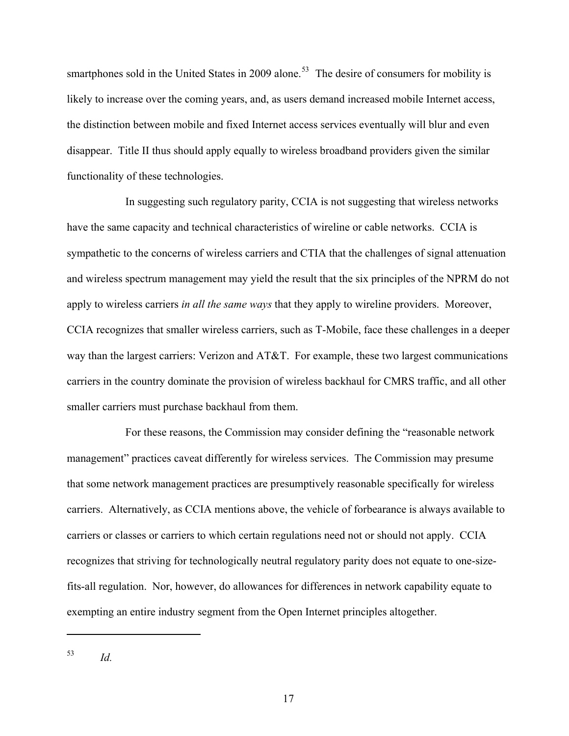smartphones sold in the United States in 2009 alone.[53] The desire of consumers for mobility is likely to increase over the coming years, and, as users demand increased mobile Internet access, the distinction between mobile and fixed Internet access services eventually will blur and even disappear. Title II thus should apply equally to wireless broadband providers given the similar functionality of these technologies.

In suggesting such regulatory parity, CCIA is not suggesting that wireless networks have the same capacity and technical characteristics of wireline or cable networks. CCIA is sympathetic to the concerns of wireless carriers and CTIA that the challenges of signal attenuation and wireless spectrum management may yield the result that the six principles of the NPRM do not apply to wireless carriers *in all the same ways* that they apply to wireline providers. Moreover, CCIA recognizes that smaller wireless carriers, such as T-Mobile, face these challenges in a deeper way than the largest carriers: Verizon and AT&T. For example, these two largest communications carriers in the country dominate the provision of wireless backhaul for CMRS traffic, and all other smaller carriers must purchase backhaul from them.

For these reasons, the Commission may consider defining the "reasonable network management" practices caveat differently for wireless services. The Commission may presume that some network management practices are presumptively reasonable specifically for wireless carriers. Alternatively, as CCIA mentions above, the vehicle of forbearance is always available to carriers or classes or carriers to which certain regulations need not or should not apply. CCIA recognizes that striving for technologically neutral regulatory parity does not equate to one-size-fits-all regulation. Nor, however, do allowances for differences in network capability equate to exempting an entire industry segment from the Open Internet principles altogether.

---

[53] *Id.*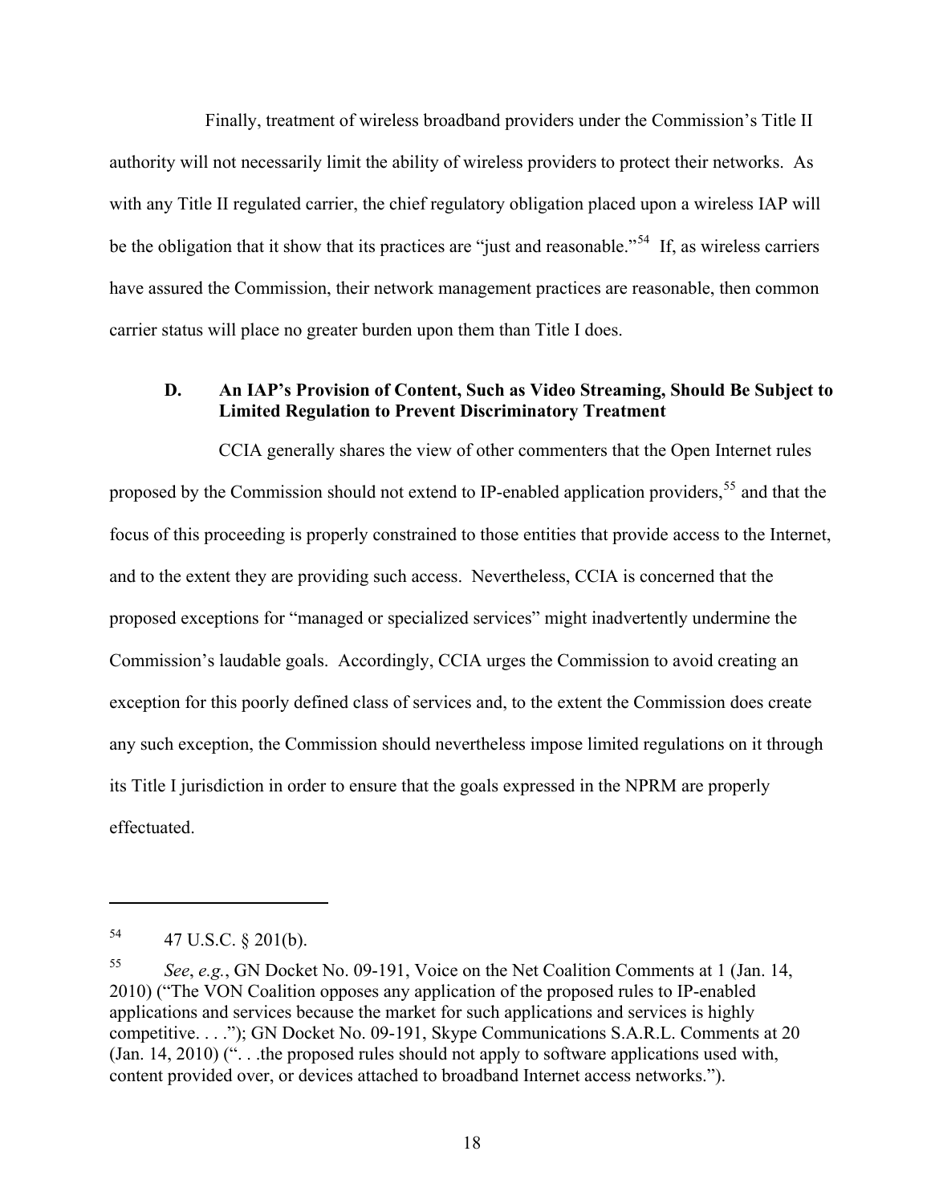Finally, treatment of wireless broadband providers under the Commission's Title II authority will not necessarily limit the ability of wireless providers to protect their networks. As with any Title II regulated carrier, the chief regulatory obligation placed upon a wireless IAP will be the obligation that it show that its practices are "just and reasonable."[54] If, as wireless carriers have assured the Commission, their network management practices are reasonable, then common carrier status will place no greater burden upon them than Title I does.

### D. An IAP's Provision of Content, Such as Video Streaming, Should Be Subject to Limited Regulation to Prevent Discriminatory Treatment

CCIA generally shares the view of other commenters that the Open Internet rules proposed by the Commission should not extend to IP-enabled application providers,[55] and that the focus of this proceeding is properly constrained to those entities that provide access to the Internet, and to the extent they are providing such access. Nevertheless, CCIA is concerned that the proposed exceptions for "managed or specialized services" might inadvertently undermine the Commission's laudable goals. Accordingly, CCIA urges the Commission to avoid creating an exception for this poorly defined class of services and, to the extent the Commission does create any such exception, the Commission should nevertheless impose limited regulations on it through its Title I jurisdiction in order to ensure that the goals expressed in the NPRM are properly effectuated.

---

[54] 47 U.S.C. § 201(b).

[55] *See*, *e.g.*, GN Docket No. 09-191, Voice on the Net Coalition Comments at 1 (Jan. 14, 2010) ("The VON Coalition opposes any application of the proposed rules to IP-enabled applications and services because the market for such applications and services is highly competitive. . . ."); GN Docket No. 09-191, Skype Communications S.A.R.L. Comments at 20 (Jan. 14, 2010) (". . .the proposed rules should not apply to software applications used with, content provided over, or devices attached to broadband Internet access networks.").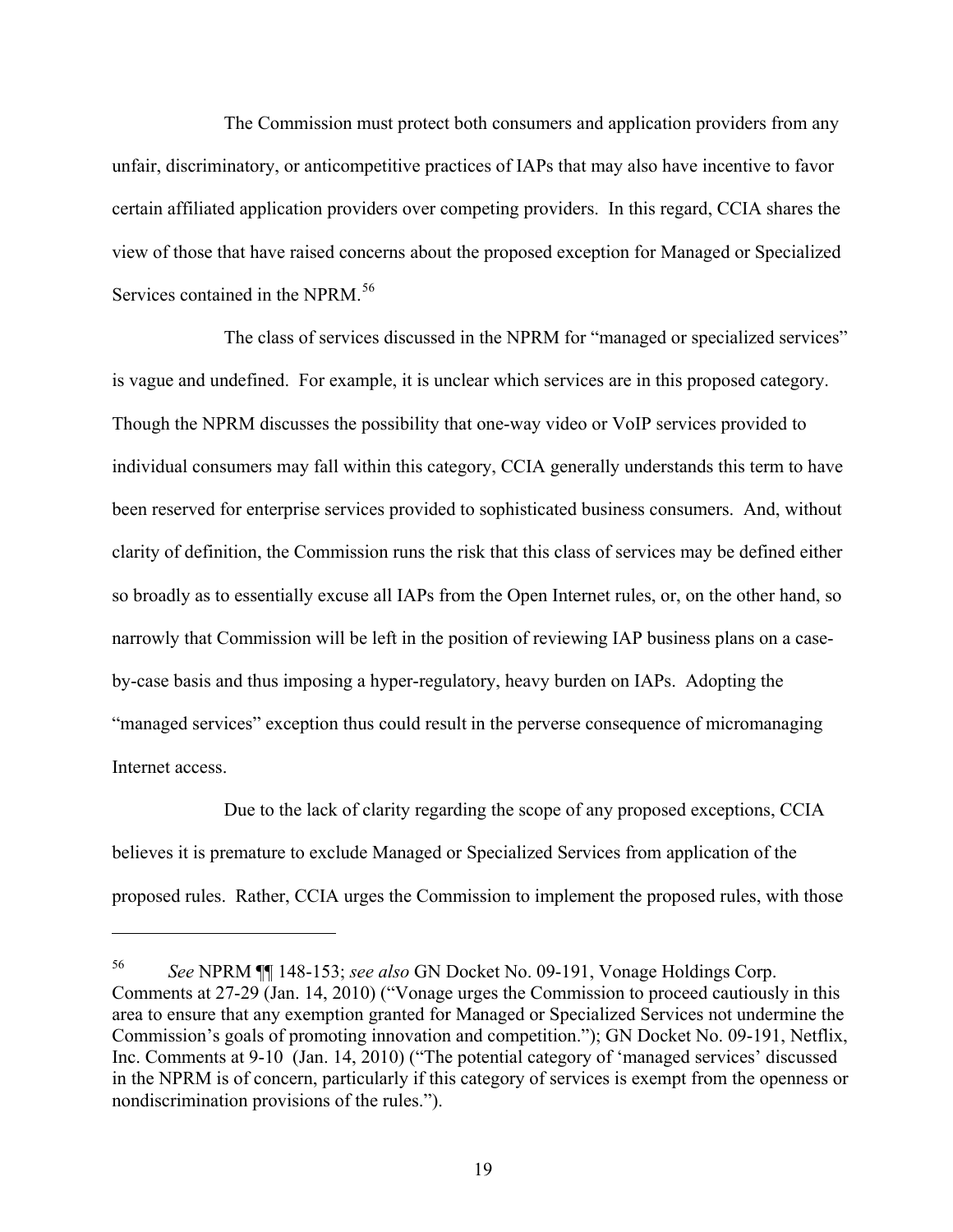The Commission must protect both consumers and application providers from any unfair, discriminatory, or anticompetitive practices of IAPs that may also have incentive to favor certain affiliated application providers over competing providers. In this regard, CCIA shares the view of those that have raised concerns about the proposed exception for Managed or Specialized Services contained in the NPRM.[56]

The class of services discussed in the NPRM for "managed or specialized services" is vague and undefined. For example, it is unclear which services are in this proposed category. Though the NPRM discusses the possibility that one-way video or VoIP services provided to individual consumers may fall within this category, CCIA generally understands this term to have been reserved for enterprise services provided to sophisticated business consumers. And, without clarity of definition, the Commission runs the risk that this class of services may be defined either so broadly as to essentially excuse all IAPs from the Open Internet rules, or, on the other hand, so narrowly that Commission will be left in the position of reviewing IAP business plans on a case-by-case basis and thus imposing a hyper-regulatory, heavy burden on IAPs. Adopting the "managed services" exception thus could result in the perverse consequence of micromanaging Internet access.

Due to the lack of clarity regarding the scope of any proposed exceptions, CCIA believes it is premature to exclude Managed or Specialized Services from application of the proposed rules. Rather, CCIA urges the Commission to implement the proposed rules, with those

---

[56] *See* NPRM ¶¶ 148-153; *see also* GN Docket No. 09-191, Vonage Holdings Corp. Comments at 27-29 (Jan. 14, 2010) ("Vonage urges the Commission to proceed cautiously in this area to ensure that any exemption granted for Managed or Specialized Services not undermine the Commission's goals of promoting innovation and competition."); GN Docket No. 09-191, Netflix, Inc. Comments at 9-10 (Jan. 14, 2010) ("The potential category of 'managed services' discussed in the NPRM is of concern, particularly if this category of services is exempt from the openness or nondiscrimination provisions of the rules.").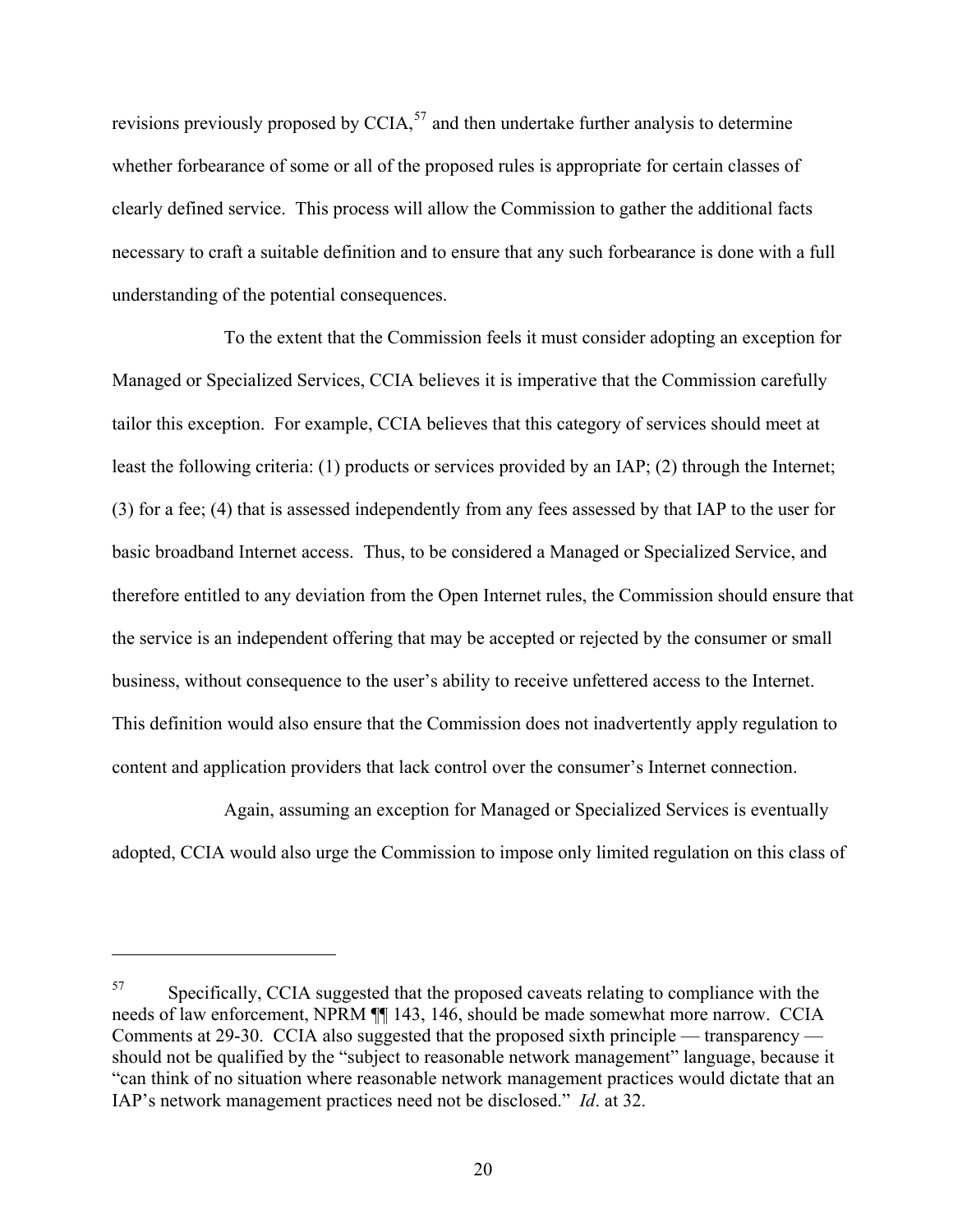revisions previously proposed by CCIA,[57] and then undertake further analysis to determine whether forbearance of some or all of the proposed rules is appropriate for certain classes of clearly defined service. This process will allow the Commission to gather the additional facts necessary to craft a suitable definition and to ensure that any such forbearance is done with a full understanding of the potential consequences.

To the extent that the Commission feels it must consider adopting an exception for Managed or Specialized Services, CCIA believes it is imperative that the Commission carefully tailor this exception. For example, CCIA believes that this category of services should meet at least the following criteria: (1) products or services provided by an IAP; (2) through the Internet; (3) for a fee; (4) that is assessed independently from any fees assessed by that IAP to the user for basic broadband Internet access. Thus, to be considered a Managed or Specialized Service, and therefore entitled to any deviation from the Open Internet rules, the Commission should ensure that the service is an independent offering that may be accepted or rejected by the consumer or small business, without consequence to the user's ability to receive unfettered access to the Internet. This definition would also ensure that the Commission does not inadvertently apply regulation to content and application providers that lack control over the consumer's Internet connection.

Again, assuming an exception for Managed or Specialized Services is eventually adopted, CCIA would also urge the Commission to impose only limited regulation on this class of

---

[57] Specifically, CCIA suggested that the proposed caveats relating to compliance with the needs of law enforcement, NPRM ¶¶ 143, 146, should be made somewhat more narrow. CCIA Comments at 29-30. CCIA also suggested that the proposed sixth principle — transparency — should not be qualified by the "subject to reasonable network management" language, because it "can think of no situation where reasonable network management practices would dictate that an IAP's network management practices need not be disclosed." *Id*. at 32.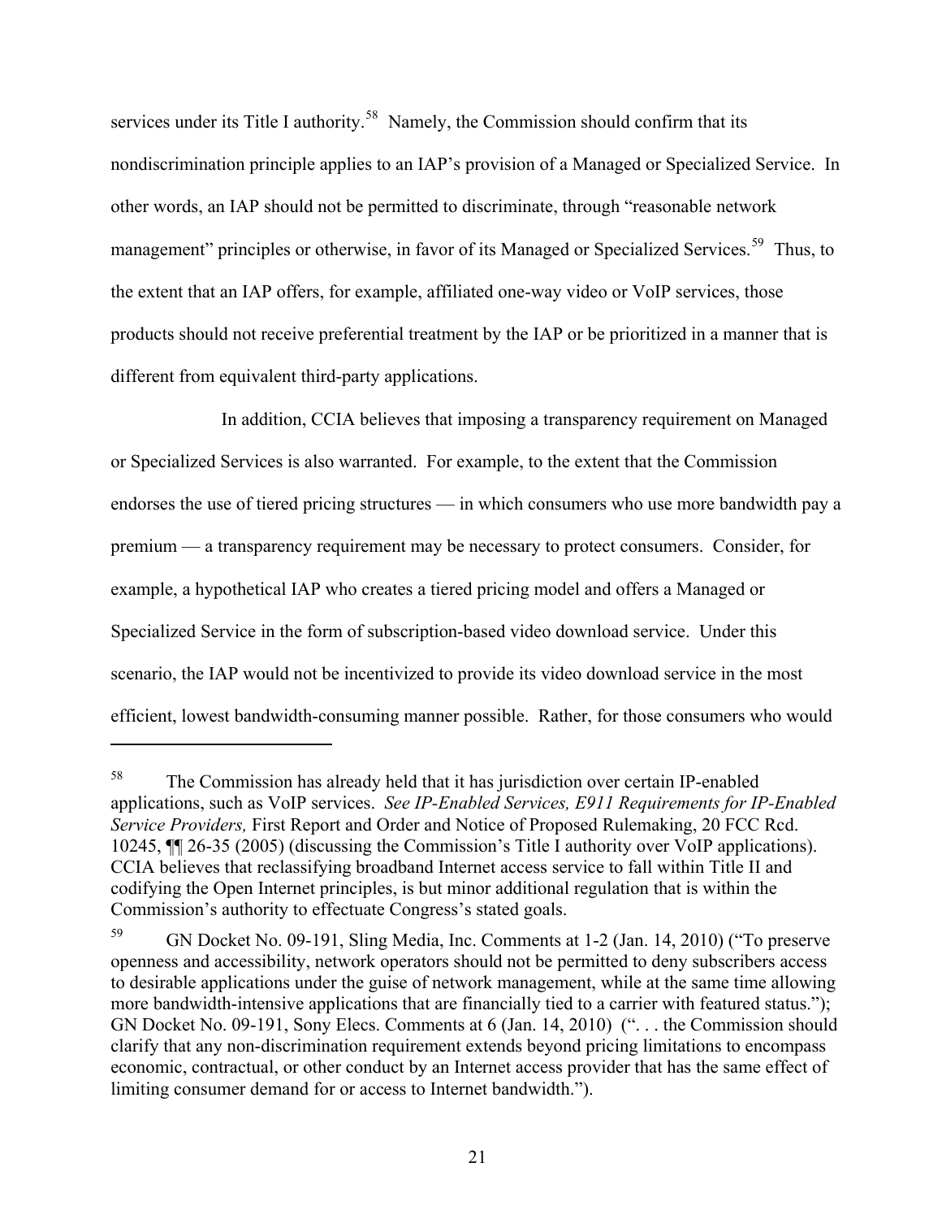services under its Title I authority.[58] Namely, the Commission should confirm that its nondiscrimination principle applies to an IAP's provision of a Managed or Specialized Service. In other words, an IAP should not be permitted to discriminate, through "reasonable network management" principles or otherwise, in favor of its Managed or Specialized Services.[59] Thus, to the extent that an IAP offers, for example, affiliated one-way video or VoIP services, those products should not receive preferential treatment by the IAP or be prioritized in a manner that is different from equivalent third-party applications.

In addition, CCIA believes that imposing a transparency requirement on Managed or Specialized Services is also warranted. For example, to the extent that the Commission endorses the use of tiered pricing structures — in which consumers who use more bandwidth pay a premium — a transparency requirement may be necessary to protect consumers. Consider, for example, a hypothetical IAP who creates a tiered pricing model and offers a Managed or Specialized Service in the form of subscription-based video download service. Under this scenario, the IAP would not be incentivized to provide its video download service in the most efficient, lowest bandwidth-consuming manner possible. Rather, for those consumers who would

---

[58] The Commission has already held that it has jurisdiction over certain IP-enabled applications, such as VoIP services. *See IP-Enabled Services, E911 Requirements for IP-Enabled Service Providers,* First Report and Order and Notice of Proposed Rulemaking, 20 FCC Rcd. 10245, ¶¶ 26-35 (2005) (discussing the Commission's Title I authority over VoIP applications). CCIA believes that reclassifying broadband Internet access service to fall within Title II and codifying the Open Internet principles, is but minor additional regulation that is within the Commission's authority to effectuate Congress's stated goals.

[59] GN Docket No. 09-191, Sling Media, Inc. Comments at 1-2 (Jan. 14, 2010) ("To preserve openness and accessibility, network operators should not be permitted to deny subscribers access to desirable applications under the guise of network management, while at the same time allowing more bandwidth-intensive applications that are financially tied to a carrier with featured status."); GN Docket No. 09-191, Sony Elecs. Comments at 6 (Jan. 14, 2010) (". . . the Commission should clarify that any non-discrimination requirement extends beyond pricing limitations to encompass economic, contractual, or other conduct by an Internet access provider that has the same effect of limiting consumer demand for or access to Internet bandwidth.").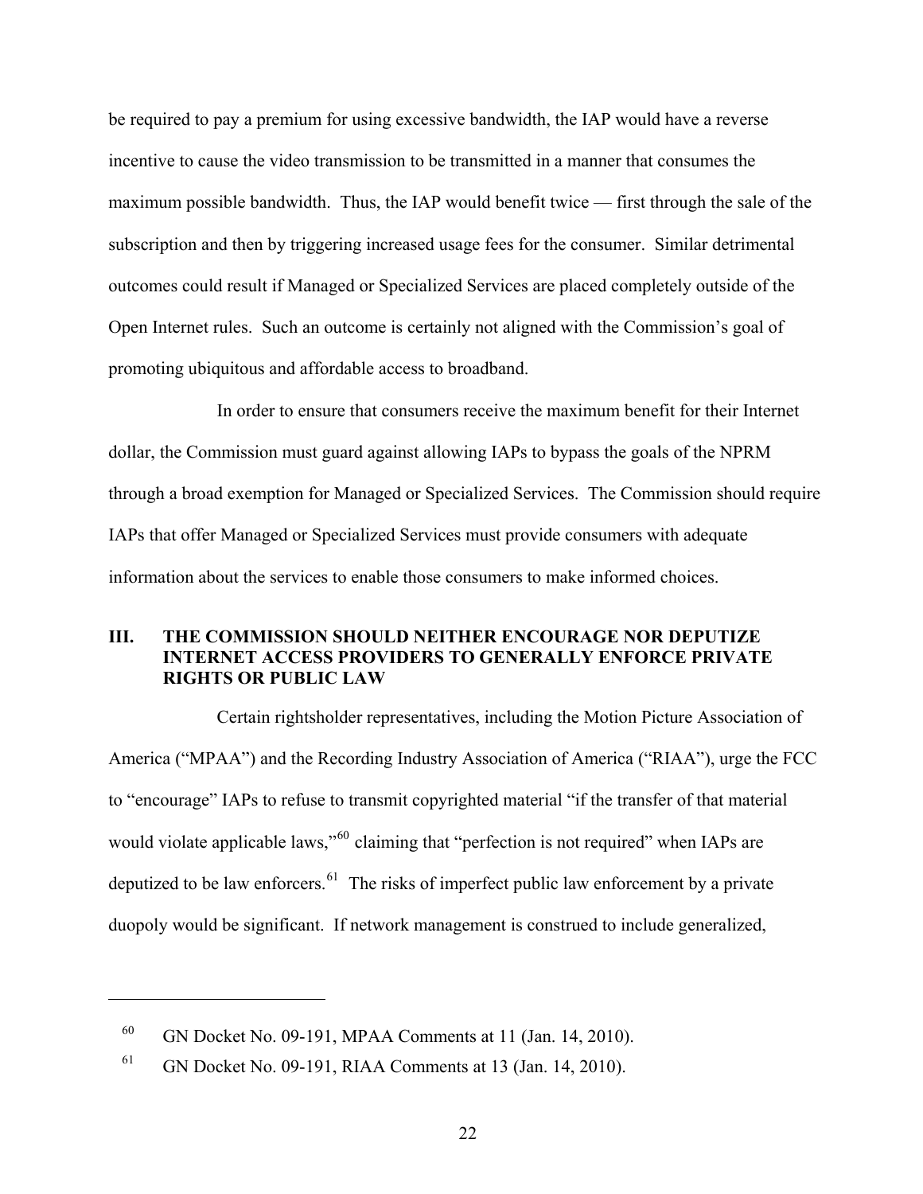be required to pay a premium for using excessive bandwidth, the IAP would have a reverse incentive to cause the video transmission to be transmitted in a manner that consumes the maximum possible bandwidth. Thus, the IAP would benefit twice — first through the sale of the subscription and then by triggering increased usage fees for the consumer. Similar detrimental outcomes could result if Managed or Specialized Services are placed completely outside of the Open Internet rules. Such an outcome is certainly not aligned with the Commission's goal of promoting ubiquitous and affordable access to broadband.

In order to ensure that consumers receive the maximum benefit for their Internet dollar, the Commission must guard against allowing IAPs to bypass the goals of the NPRM through a broad exemption for Managed or Specialized Services. The Commission should require IAPs that offer Managed or Specialized Services must provide consumers with adequate information about the services to enable those consumers to make informed choices.

## III. THE COMMISSION SHOULD NEITHER ENCOURAGE NOR DEPUTIZE INTERNET ACCESS PROVIDERS TO GENERALLY ENFORCE PRIVATE RIGHTS OR PUBLIC LAW

Certain rightsholder representatives, including the Motion Picture Association of America ("MPAA") and the Recording Industry Association of America ("RIAA"), urge the FCC to "encourage" IAPs to refuse to transmit copyrighted material "if the transfer of that material would violate applicable laws,"[60] claiming that "perfection is not required" when IAPs are deputized to be law enforcers.[61] The risks of imperfect public law enforcement by a private duopoly would be significant. If network management is construed to include generalized,

---

[60] GN Docket No. 09-191, MPAA Comments at 11 (Jan. 14, 2010).

[61] GN Docket No. 09-191, RIAA Comments at 13 (Jan. 14, 2010).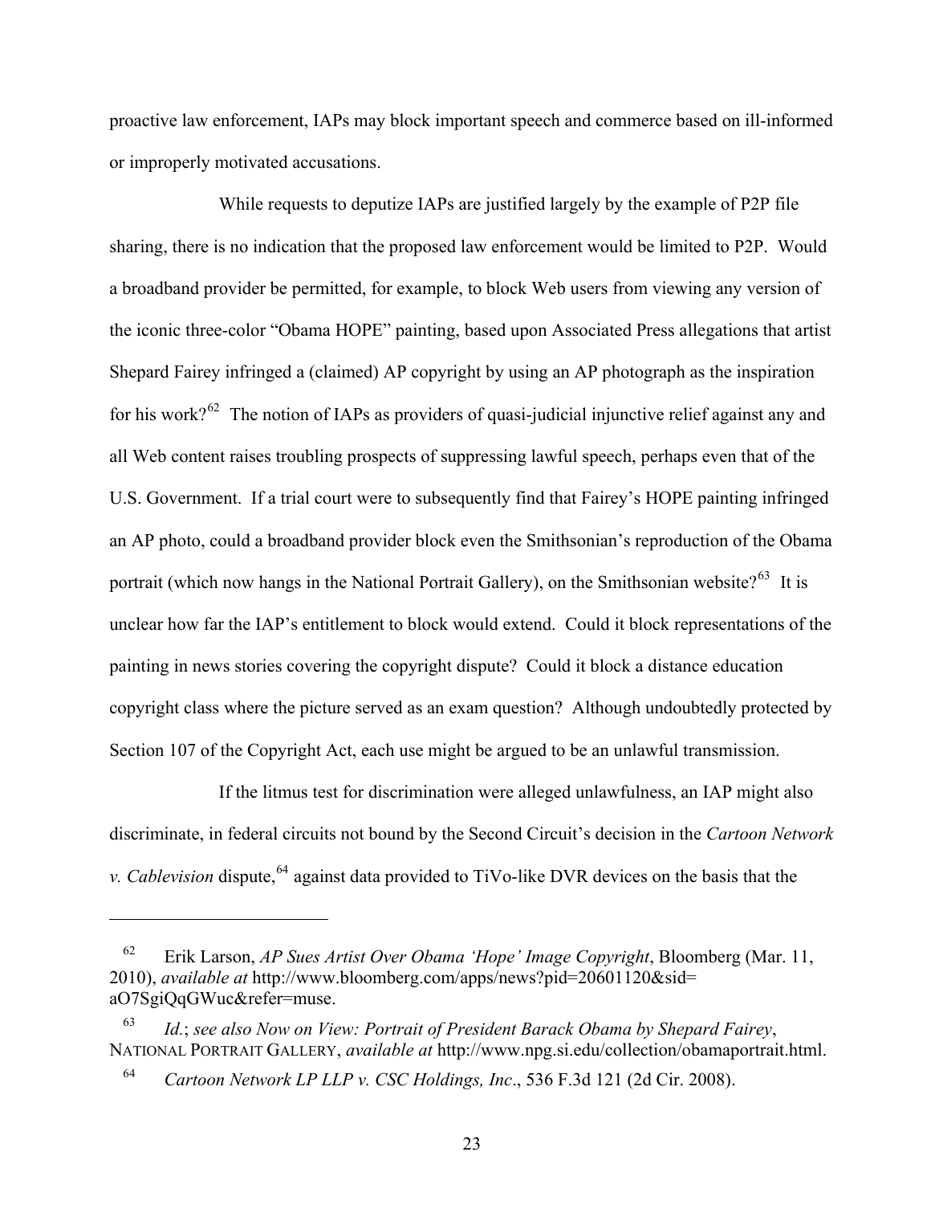proactive law enforcement, IAPs may block important speech and commerce based on ill-informed or improperly motivated accusations.

While requests to deputize IAPs are justified largely by the example of P2P file sharing, there is no indication that the proposed law enforcement would be limited to P2P. Would a broadband provider be permitted, for example, to block Web users from viewing any version of the iconic three-color "Obama HOPE" painting, based upon Associated Press allegations that artist Shepard Fairey infringed a (claimed) AP copyright by using an AP photograph as the inspiration for his work?[62] The notion of IAPs as providers of quasi-judicial injunctive relief against any and all Web content raises troubling prospects of suppressing lawful speech, perhaps even that of the U.S. Government. If a trial court were to subsequently find that Fairey's HOPE painting infringed an AP photo, could a broadband provider block even the Smithsonian's reproduction of the Obama portrait (which now hangs in the National Portrait Gallery), on the Smithsonian website?[63] It is unclear how far the IAP's entitlement to block would extend. Could it block representations of the painting in news stories covering the copyright dispute? Could it block a distance education copyright class where the picture served as an exam question? Although undoubtedly protected by Section 107 of the Copyright Act, each use might be argued to be an unlawful transmission.

If the litmus test for discrimination were alleged unlawfulness, an IAP might also discriminate, in federal circuits not bound by the Second Circuit's decision in the *Cartoon Network v. Cablevision* dispute,[64] against data provided to TiVo-like DVR devices on the basis that the

---

[62] Erik Larson, *AP Sues Artist Over Obama 'Hope' Image Copyright*, Bloomberg (Mar. 11, 2010), *available at* http://www.bloomberg.com/apps/news?pid=20601120&sid=aO7SgiQqGWuc&refer=muse.

[63] *Id.*; *see also Now on View: Portrait of President Barack Obama by Shepard Fairey*, NATIONAL PORTRAIT GALLERY, *available at* http://www.npg.si.edu/collection/obamaportrait.html.

[64] *Cartoon Network LP LLP v. CSC Holdings, Inc*., 536 F.3d 121 (2d Cir. 2008).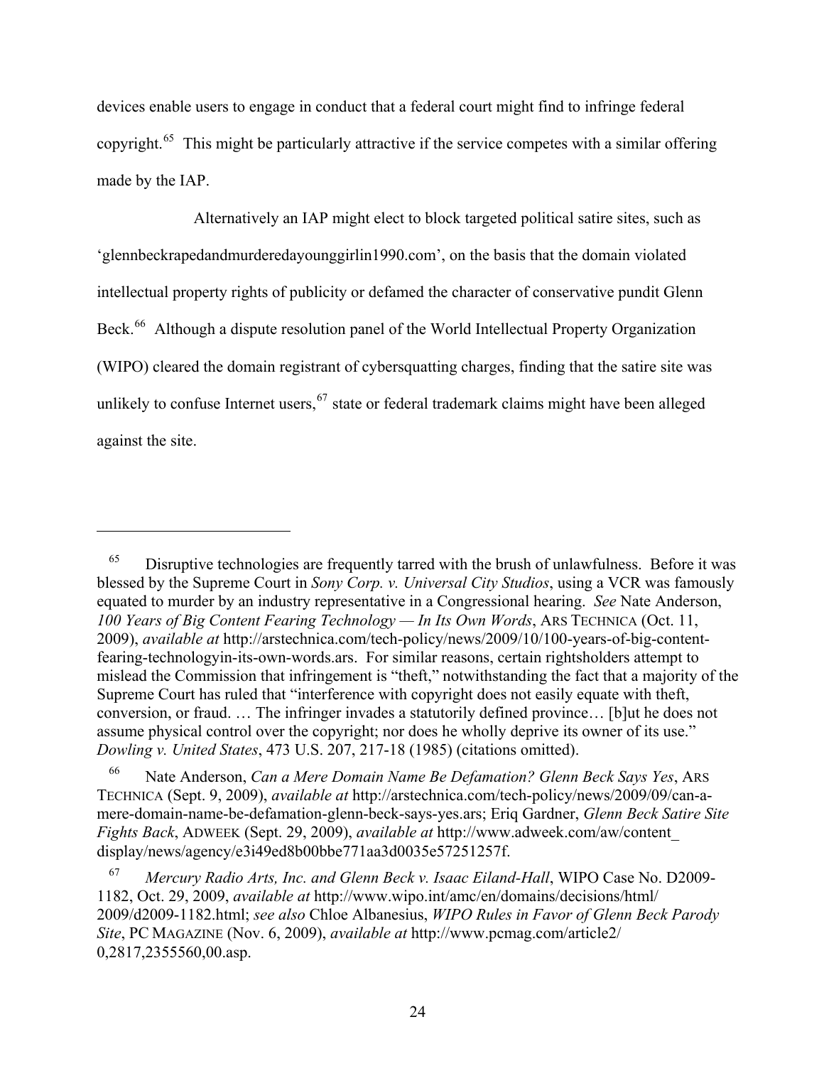devices enable users to engage in conduct that a federal court might find to infringe federal copyright.[65] This might be particularly attractive if the service competes with a similar offering made by the IAP.

Alternatively an IAP might elect to block targeted political satire sites, such as 'glennbeckrapedandmurderedayounggirlin1990.com', on the basis that the domain violated intellectual property rights of publicity or defamed the character of conservative pundit Glenn Beck.[66] Although a dispute resolution panel of the World Intellectual Property Organization (WIPO) cleared the domain registrant of cybersquatting charges, finding that the satire site was unlikely to confuse Internet users,[67] state or federal trademark claims might have been alleged against the site.

---

[65] Disruptive technologies are frequently tarred with the brush of unlawfulness. Before it was blessed by the Supreme Court in *Sony Corp. v. Universal City Studios*, using a VCR was famously equated to murder by an industry representative in a Congressional hearing. *See* Nate Anderson, *100 Years of Big Content Fearing Technology — In Its Own Words*, ARS TECHNICA (Oct. 11, 2009), *available at* http://arstechnica.com/tech-policy/news/2009/10/100-years-of-big-content-fearing-technologyin-its-own-words.ars. For similar reasons, certain rightsholders attempt to mislead the Commission that infringement is "theft," notwithstanding the fact that a majority of the Supreme Court has ruled that "interference with copyright does not easily equate with theft, conversion, or fraud. … The infringer invades a statutorily defined province… [b]ut he does not assume physical control over the copyright; nor does he wholly deprive its owner of its use." *Dowling v. United States*, 473 U.S. 207, 217-18 (1985) (citations omitted).

[66] Nate Anderson, *Can a Mere Domain Name Be Defamation? Glenn Beck Says Yes*, ARS TECHNICA (Sept. 9, 2009), *available at* http://arstechnica.com/tech-policy/news/2009/09/can-a-mere-domain-name-be-defamation-glenn-beck-says-yes.ars; Eriq Gardner, *Glenn Beck Satire Site Fights Back*, ADWEEK (Sept. 29, 2009), *available at* http://www.adweek.com/aw/content_display/news/agency/e3i49ed8b00bbe771aa3d0035e57251257f.

[67] *Mercury Radio Arts, Inc. and Glenn Beck v. Isaac Eiland-Hall*, WIPO Case No. D2009-1182, Oct. 29, 2009, *available at* http://www.wipo.int/amc/en/domains/decisions/html/2009/d2009-1182.html; *see also* Chloe Albanesius, *WIPO Rules in Favor of Glenn Beck Parody Site*, PC MAGAZINE (Nov. 6, 2009), *available at* http://www.pcmag.com/article2/0,2817,2355560,00.asp.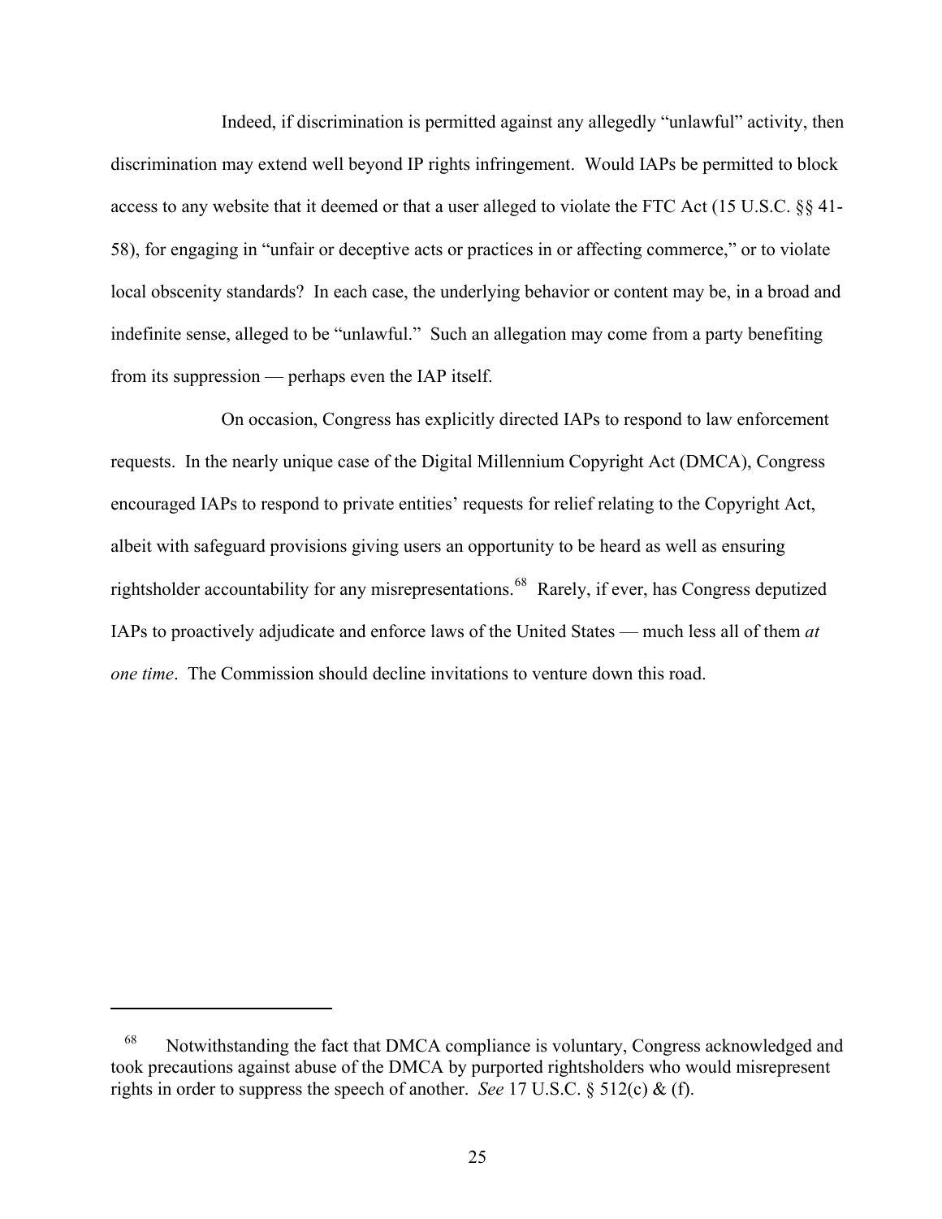Indeed, if discrimination is permitted against any allegedly "unlawful" activity, then discrimination may extend well beyond IP rights infringement. Would IAPs be permitted to block access to any website that it deemed or that a user alleged to violate the FTC Act (15 U.S.C. §§ 41-58), for engaging in "unfair or deceptive acts or practices in or affecting commerce," or to violate local obscenity standards? In each case, the underlying behavior or content may be, in a broad and indefinite sense, alleged to be "unlawful." Such an allegation may come from a party benefiting from its suppression — perhaps even the IAP itself.

On occasion, Congress has explicitly directed IAPs to respond to law enforcement requests. In the nearly unique case of the Digital Millennium Copyright Act (DMCA), Congress encouraged IAPs to respond to private entities' requests for relief relating to the Copyright Act, albeit with safeguard provisions giving users an opportunity to be heard as well as ensuring rightsholder accountability for any misrepresentations.[68] Rarely, if ever, has Congress deputized IAPs to proactively adjudicate and enforce laws of the United States — much less all of them *at one time*. The Commission should decline invitations to venture down this road.

---

[68] Notwithstanding the fact that DMCA compliance is voluntary, Congress acknowledged and took precautions against abuse of the DMCA by purported rightsholders who would misrepresent rights in order to suppress the speech of another. *See* 17 U.S.C. § 512(c) & (f).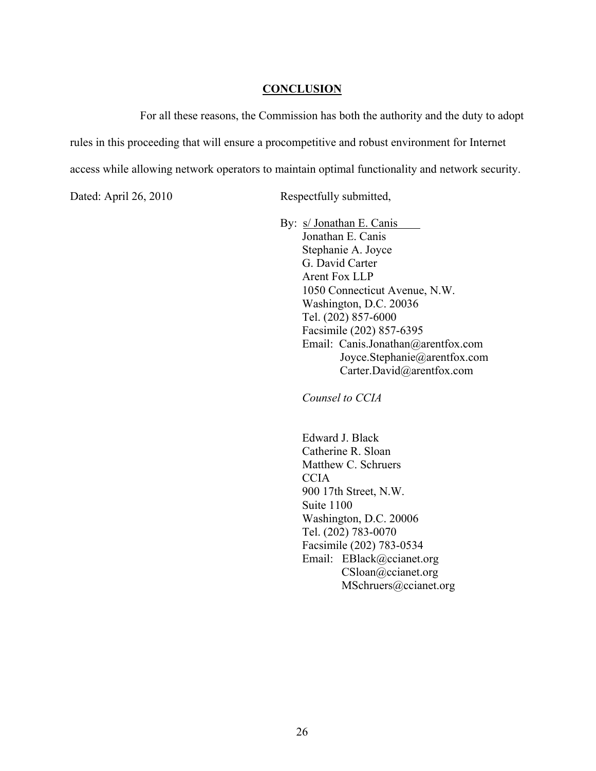## CONCLUSION

For all these reasons, the Commission has both the authority and the duty to adopt rules in this proceeding that will ensure a procompetitive and robust environment for Internet access while allowing network operators to maintain optimal functionality and network security.

Dated: April 26, 2010

Respectfully submitted,

By: s/ Jonathan E. Canis
Jonathan E. Canis
Stephanie A. Joyce
G. David Carter
Arent Fox LLP
1050 Connecticut Avenue, N.W.
Washington, D.C. 20036
Tel. (202) 857-6000
Facsimile (202) 857-6395
Email: Canis.Jonathan@arentfox.com
Joyce.Stephanie@arentfox.com
Carter.David@arentfox.com

*Counsel to CCIA*

Edward J. Black
Catherine R. Sloan
Matthew C. Schruers
CCIA
900 17th Street, N.W.
Suite 1100
Washington, D.C. 20006
Tel. (202) 783-0070
Facsimile (202) 783-0534
Email: EBlack@ccianet.org
CSloan@ccianet.org
MSchruers@ccianet.org